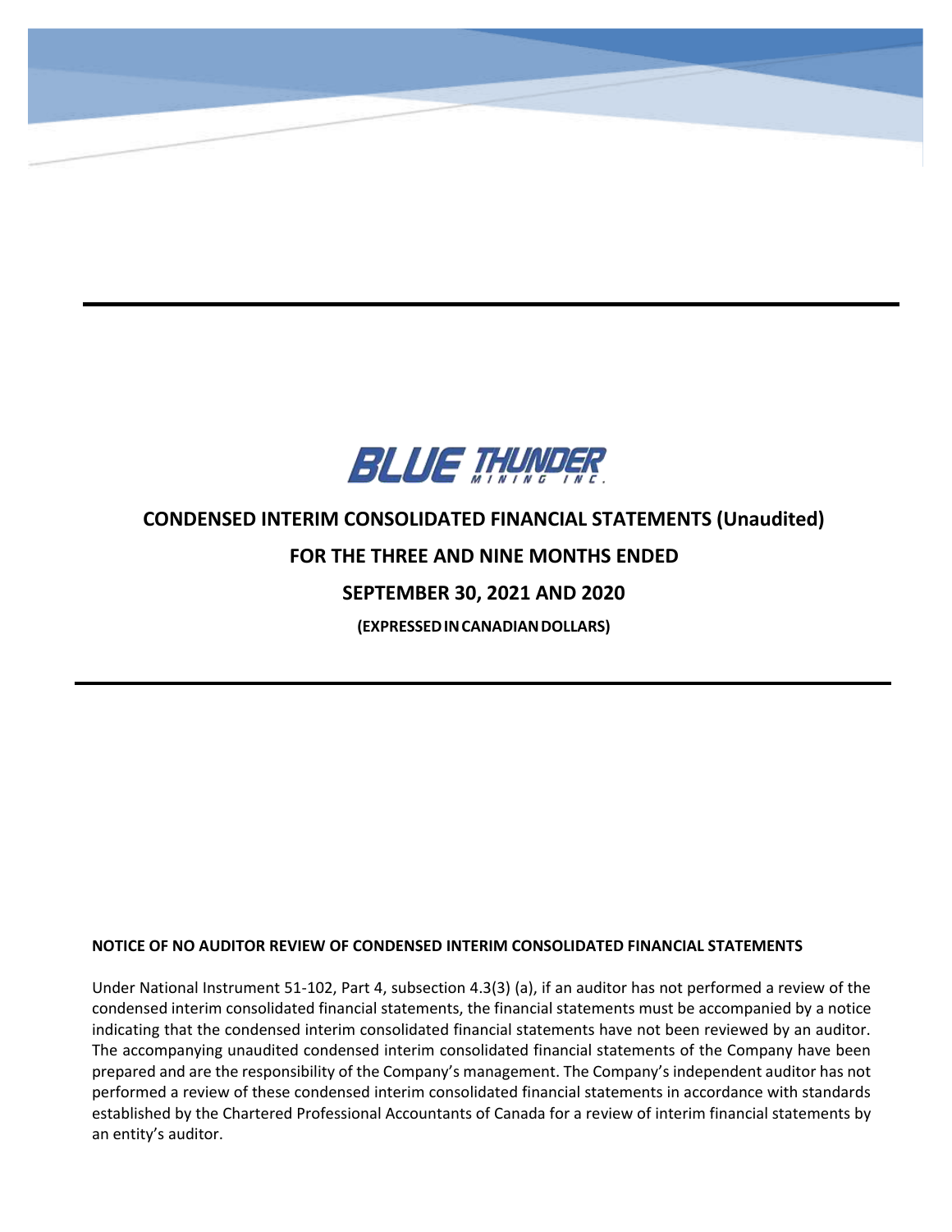BLUE THUNDER MINING INC.

# CONDENSED INTERIM CONSOLIDATED FINANCIAL STATEMENTS (Unaudited)

# FOR THE THREE AND NINE MONTHS ENDED

# SEPTEMBER 30, 2021 AND 2020

**(EXPRESSED IN CANADIAN DOLLARS)**

**NOTICE OF NO AUDITOR REVIEW OF CONDENSED INTERIM CONSOLIDATED FINANCIAL STATEMENTS**

Under National Instrument 51-102, Part 4, subsection 4.3(3) (a), if an auditor has not performed a review of the condensed interim consolidated financial statements, the financial statements must be accompanied by a notice indicating that the condensed interim consolidated financial statements have not been reviewed by an auditor. The accompanying unaudited condensed interim consolidated financial statements of the Company have been prepared and are the responsibility of the Company's management. The Company's independent auditor has not performed a review of these condensed interim consolidated financial statements in accordance with standards established by the Chartered Professional Accountants of Canada for a review of interim financial statements by an entity's auditor.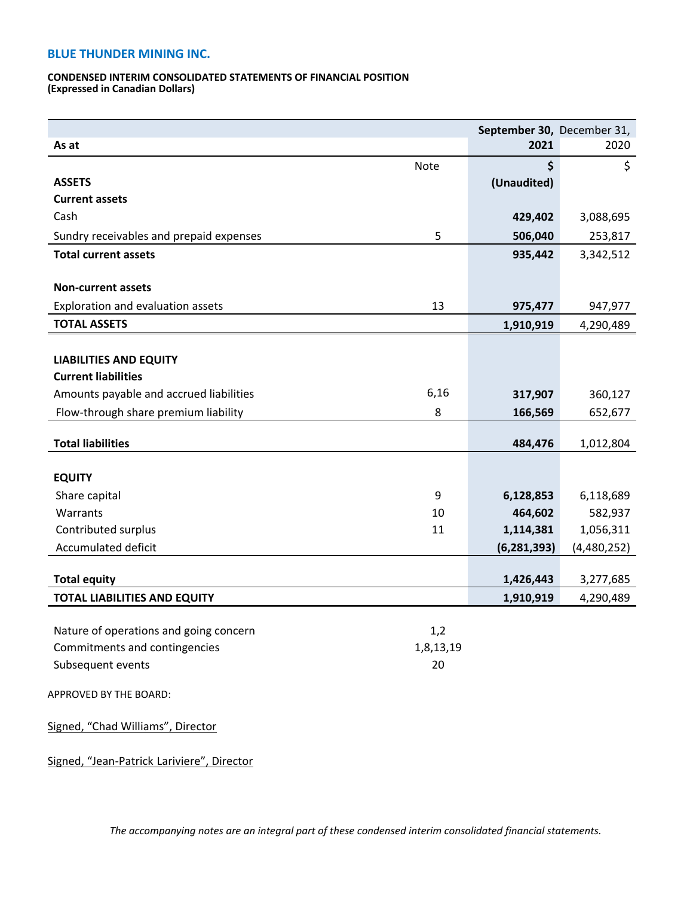**BLUE THUNDER MINING INC.**

**CONDENSED INTERIM CONSOLIDATED STATEMENTS OF FINANCIAL POSITION**
**(Expressed in Canadian Dollars)**

| As at | Note | September 30, 2021 | December 31, 2020 |
|---|---|---|---|
| | | $ | $ |
| **ASSETS** | | **(Unaudited)** | |
| **Current assets** | | | |
| Cash | | **429,402** | 3,088,695 |
| Sundry receivables and prepaid expenses | 5 | **506,040** | 253,817 |
| **Total current assets** | | **935,442** | 3,342,512 |
| | | | |
| **Non-current assets** | | | |
| Exploration and evaluation assets | 13 | **975,477** | 947,977 |
| **TOTAL ASSETS** | | **1,910,919** | 4,290,489 |
| | | | |
| **LIABILITIES AND EQUITY** | | | |
| **Current liabilities** | | | |
| Amounts payable and accrued liabilities | 6,16 | **317,907** | 360,127 |
| Flow-through share premium liability | 8 | **166,569** | 652,677 |
| | | | |
| **Total liabilities** | | **484,476** | 1,012,804 |
| | | | |
| **EQUITY** | | | |
| Share capital | 9 | **6,128,853** | 6,118,689 |
| Warrants | 10 | **464,602** | 582,937 |
| Contributed surplus | 11 | **1,114,381** | 1,056,311 |
| Accumulated deficit | | **(6,281,393)** | (4,480,252) |
| | | | |
| **Total equity** | | **1,426,443** | 3,277,685 |
| **TOTAL LIABILITIES AND EQUITY** | | **1,910,919** | 4,290,489 |

| | |
|---|---|
| Nature of operations and going concern | 1,2 |
| Commitments and contingencies | 1,8,13,19 |
| Subsequent events | 20 |

APPROVED BY THE BOARD:

Signed, "Chad Williams", Director

Signed, "Jean-Patrick Lariviere", Director

*The accompanying notes are an integral part of these condensed interim consolidated financial statements.*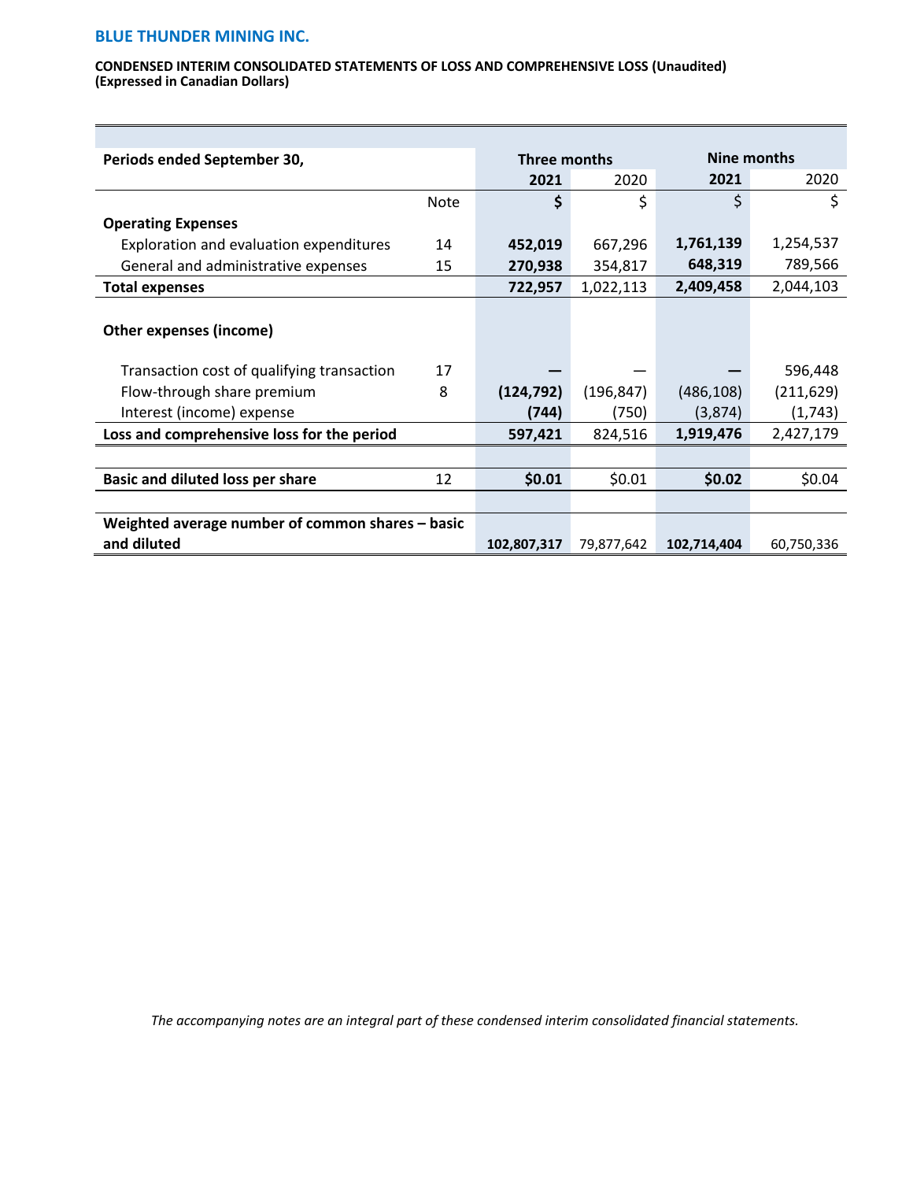**BLUE THUNDER MINING INC.**

**CONDENSED INTERIM CONSOLIDATED STATEMENTS OF LOSS AND COMPREHENSIVE LOSS (Unaudited)**
**(Expressed in Canadian Dollars)**

| **Periods ended September 30,** | | **Three months** | | **Nine months** | |
|---|---|---|---|---|---|
| | | **2021** | 2020 | **2021** | 2020 |
| | Note | **$** | $ | $ | $ |
| **Operating Expenses** | | | | | |
| Exploration and evaluation expenditures | 14 | **452,019** | 667,296 | **1,761,139** | 1,254,537 |
| General and administrative expenses | 15 | **270,938** | 354,817 | **648,319** | 789,566 |
| **Total expenses** | | **722,957** | 1,022,113 | **2,409,458** | 2,044,103 |
| **Other expenses (income)** | | | | | |
| Transaction cost of qualifying transaction | 17 | **—** | — | **—** | 596,448 |
| Flow-through share premium | 8 | **(124,792)** | (196,847) | (486,108) | (211,629) |
| Interest (income) expense | | **(744)** | (750) | (3,874) | (1,743) |
| **Loss and comprehensive loss for the period** | | **597,421** | 824,516 | **1,919,476** | 2,427,179 |
| **Basic and diluted loss per share** | 12 | **$0.01** | $0.01 | **$0.02** | $0.04 |
| **Weighted average number of common shares – basic and diluted** | | **102,807,317** | 79,877,642 | **102,714,404** | 60,750,336 |

*The accompanying notes are an integral part of these condensed interim consolidated financial statements.*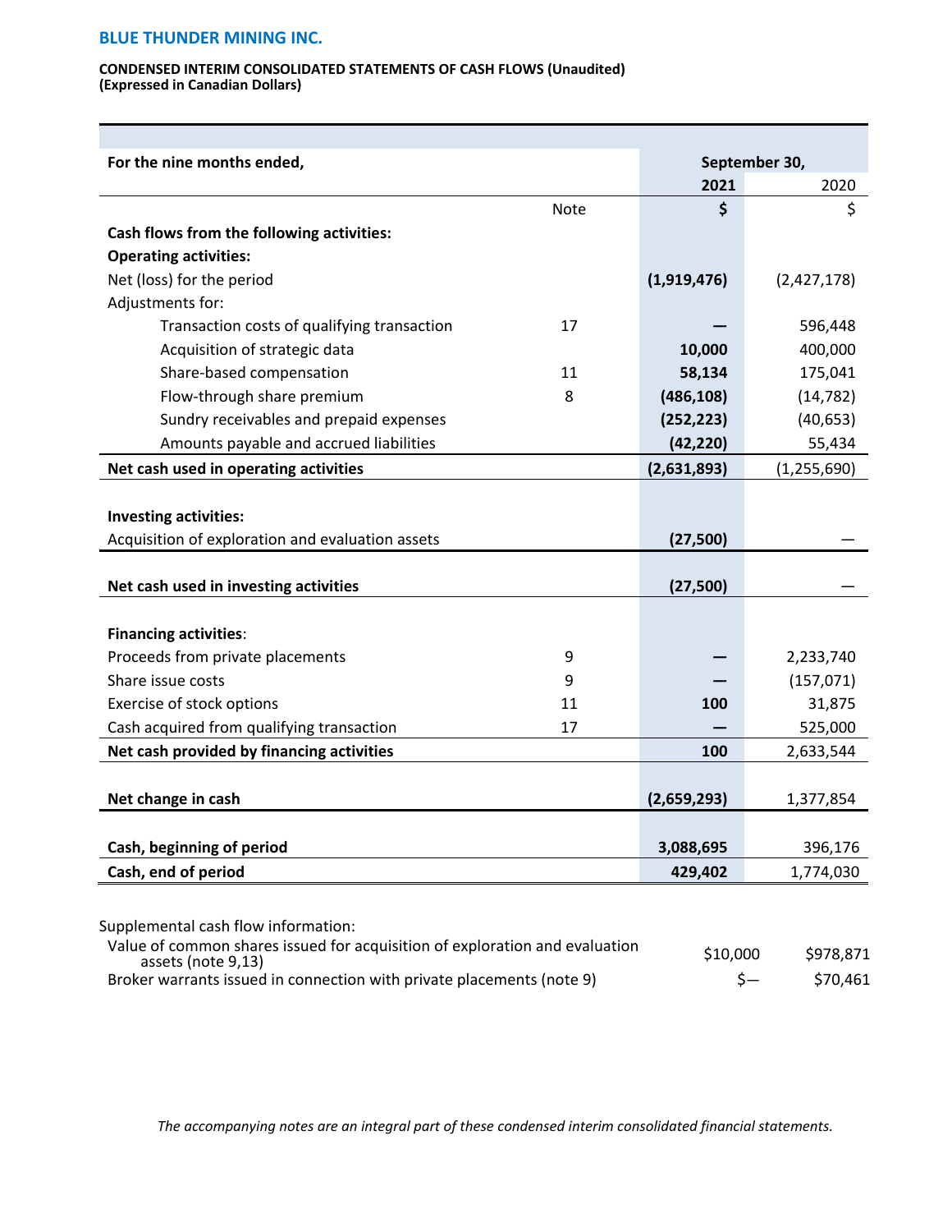**BLUE THUNDER MINING INC.**

**CONDENSED INTERIM CONSOLIDATED STATEMENTS OF CASH FLOWS (Unaudited)**
**(Expressed in Canadian Dollars)**

| For the nine months ended, | | September 30, | |
|---|---|---|---|
| | | **2021** | 2020 |
| | Note | **$** | $ |
| **Cash flows from the following activities:** | | | |
| **Operating activities:** | | | |
| Net (loss) for the period | | **(1,919,476)** | (2,427,178) |
| Adjustments for: | | | |
| Transaction costs of qualifying transaction | 17 | **—** | 596,448 |
| Acquisition of strategic data | | **10,000** | 400,000 |
| Share-based compensation | 11 | **58,134** | 175,041 |
| Flow-through share premium | 8 | **(486,108)** | (14,782) |
| Sundry receivables and prepaid expenses | | **(252,223)** | (40,653) |
| Amounts payable and accrued liabilities | | **(42,220)** | 55,434 |
| **Net cash used in operating activities** | | **(2,631,893)** | (1,255,690) |
| | | | |
| **Investing activities:** | | | |
| Acquisition of exploration and evaluation assets | | **(27,500)** | — |
| **Net cash used in investing activities** | | **(27,500)** | — |
| | | | |
| **Financing activities**: | | | |
| Proceeds from private placements | 9 | **—** | 2,233,740 |
| Share issue costs | 9 | **—** | (157,071) |
| Exercise of stock options | 11 | **100** | 31,875 |
| Cash acquired from qualifying transaction | 17 | **—** | 525,000 |
| **Net cash provided by financing activities** | | **100** | 2,633,544 |
| | | | |
| **Net change in cash** | | **(2,659,293)** | 1,377,854 |
| | | | |
| **Cash, beginning of period** | | **3,088,695** | 396,176 |
| **Cash, end of period** | | **429,402** | 1,774,030 |

Supplemental cash flow information:

| | | |
|---|---|---|
| Value of common shares issued for acquisition of exploration and evaluation assets (note 9,13) | $10,000 | $978,871 |
| Broker warrants issued in connection with private placements (note 9) | $— | $70,461 |

*The accompanying notes are an integral part of these condensed interim consolidated financial statements.*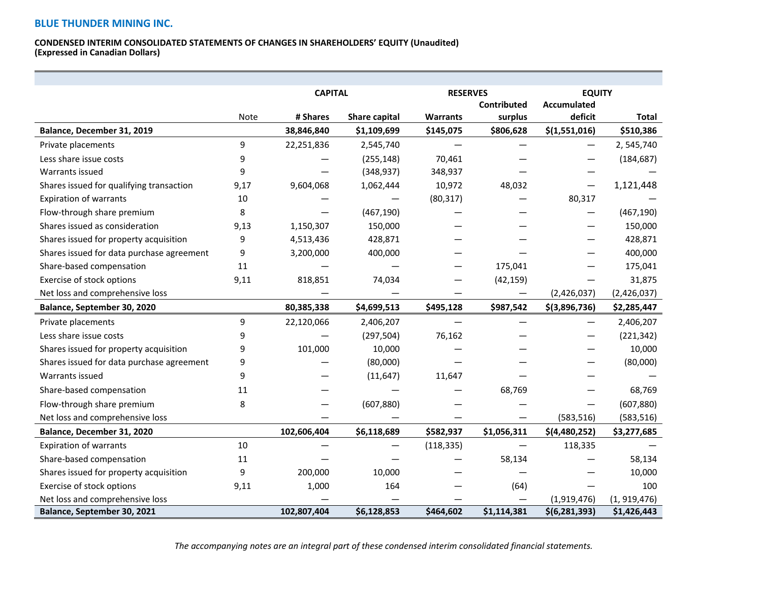**BLUE THUNDER MINING INC.**

**CONDENSED INTERIM CONSOLIDATED STATEMENTS OF CHANGES IN SHAREHOLDERS' EQUITY (Unaudited)**
**(Expressed in Canadian Dollars)**

| | | CAPITAL | | RESERVES | | EQUITY | |
|---|---|---|---|---|---|---|---|
| | Note | # Shares | Share capital | Warrants | Contributed surplus | Accumulated deficit | Total |
| **Balance, December 31, 2019** | | **38,846,840** | **$1,109,699** | **$145,075** | **$806,628** | **$(1,551,016)** | **$510,386** |
| Private placements | 9 | 22,251,836 | 2,545,740 | — | — | — | 2, 545,740 |
| Less share issue costs | 9 | — | (255,148) | 70,461 | — | — | (184,687) |
| Warrants issued | 9 | — | (348,937) | 348,937 | — | — | — |
| Shares issued for qualifying transaction | 9,17 | 9,604,068 | 1,062,444 | 10,972 | 48,032 | — | 1,121,448 |
| Expiration of warrants | 10 | — | — | (80,317) | — | 80,317 | — |
| Flow-through share premium | 8 | — | (467,190) | — | — | — | (467,190) |
| Shares issued as consideration | 9,13 | 1,150,307 | 150,000 | — | — | — | 150,000 |
| Shares issued for property acquisition | 9 | 4,513,436 | 428,871 | — | — | — | 428,871 |
| Shares issued for data purchase agreement | 9 | 3,200,000 | 400,000 | — | — | — | 400,000 |
| Share-based compensation | 11 | — | — | — | 175,041 | — | 175,041 |
| Exercise of stock options | 9,11 | 818,851 | 74,034 | — | (42,159) | — | 31,875 |
| Net loss and comprehensive loss | | — | — | — | — | (2,426,037) | (2,426,037) |
| **Balance, September 30, 2020** | | **80,385,338** | **$4,699,513** | **$495,128** | **$987,542** | **$(3,896,736)** | **$2,285,447** |
| Private placements | 9 | 22,120,066 | 2,406,207 | — | — | — | 2,406,207 |
| Less share issue costs | 9 | — | (297,504) | 76,162 | — | — | (221,342) |
| Shares issued for property acquisition | 9 | 101,000 | 10,000 | — | — | — | 10,000 |
| Shares issued for data purchase agreement | 9 | — | (80,000) | — | — | — | (80,000) |
| Warrants issued | 9 | — | (11,647) | 11,647 | — | — | — |
| Share-based compensation | 11 | — | — | — | 68,769 | — | 68,769 |
| Flow-through share premium | 8 | — | (607,880) | — | — | — | (607,880) |
| Net loss and comprehensive loss | | — | — | — | — | (583,516) | (583,516) |
| **Balance, December 31, 2020** | | **102,606,404** | **$6,118,689** | **$582,937** | **$1,056,311** | **$(4,480,252)** | **$3,277,685** |
| Expiration of warrants | 10 | — | — | (118,335) | — | 118,335 | — |
| Share-based compensation | 11 | — | — | — | 58,134 | — | 58,134 |
| Shares issued for property acquisition | 9 | 200,000 | 10,000 | — | — | — | 10,000 |
| Exercise of stock options | 9,11 | 1,000 | 164 | — | (64) | — | 100 |
| Net loss and comprehensive loss | | — | — | — | — | (1,919,476) | (1, 919,476) |
| **Balance, September 30, 2021** | | **102,807,404** | **$6,128,853** | **$464,602** | **$1,114,381** | **$(6,281,393)** | **$1,426,443** |

*The accompanying notes are an integral part of these condensed interim consolidated financial statements.*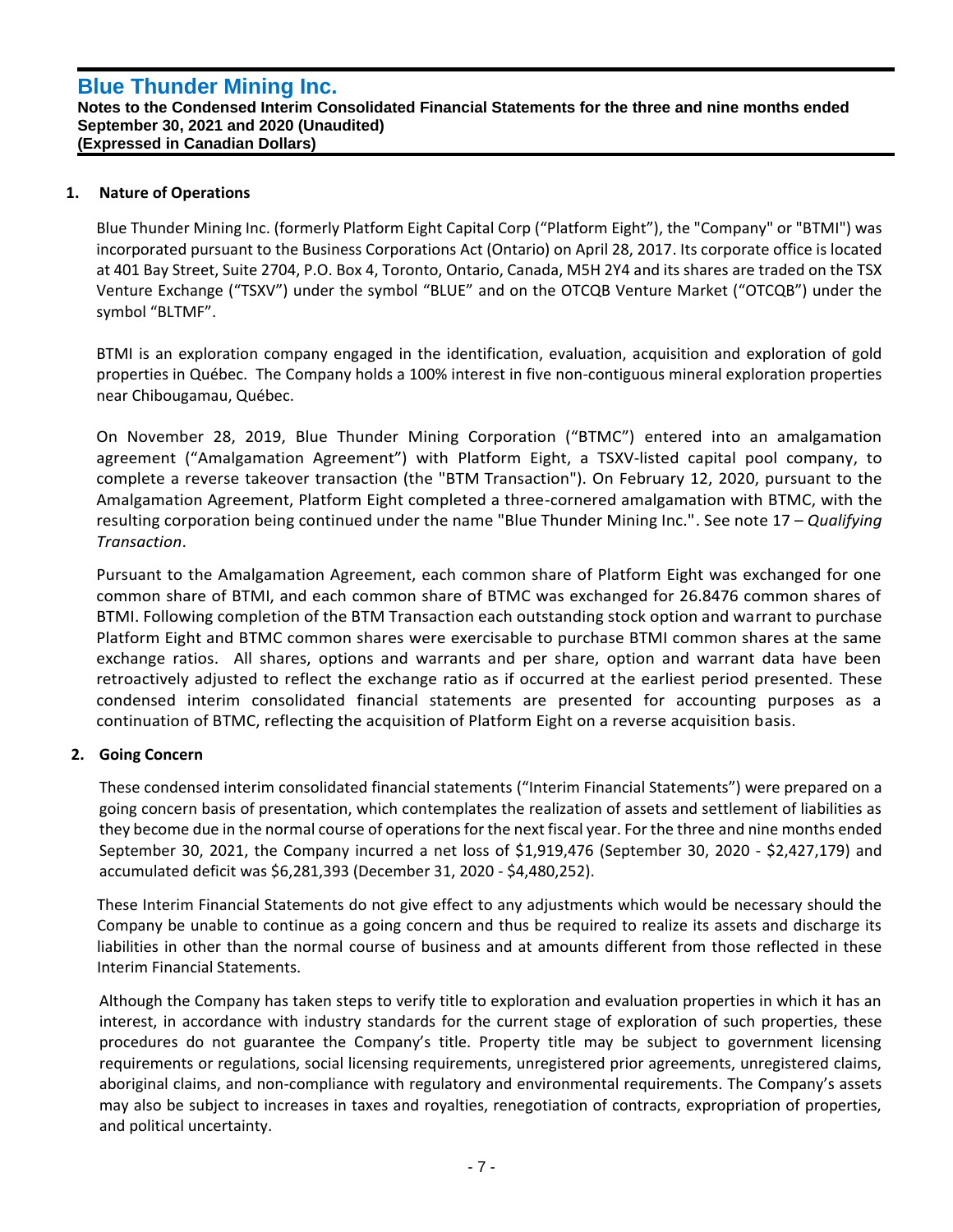## 1. Nature of Operations

Blue Thunder Mining Inc. (formerly Platform Eight Capital Corp ("Platform Eight"), the "Company" or "BTMI") was incorporated pursuant to the Business Corporations Act (Ontario) on April 28, 2017. Its corporate office is located at 401 Bay Street, Suite 2704, P.O. Box 4, Toronto, Ontario, Canada, M5H 2Y4 and its shares are traded on the TSX Venture Exchange ("TSXV") under the symbol "BLUE" and on the OTCQB Venture Market ("OTCQB") under the symbol "BLTMF".

BTMI is an exploration company engaged in the identification, evaluation, acquisition and exploration of gold properties in Québec. The Company holds a 100% interest in five non-contiguous mineral exploration properties near Chibougamau, Québec.

On November 28, 2019, Blue Thunder Mining Corporation ("BTMC") entered into an amalgamation agreement ("Amalgamation Agreement") with Platform Eight, a TSXV-listed capital pool company, to complete a reverse takeover transaction (the "BTM Transaction"). On February 12, 2020, pursuant to the Amalgamation Agreement, Platform Eight completed a three-cornered amalgamation with BTMC, with the resulting corporation being continued under the name "Blue Thunder Mining Inc.". See note 17 – *Qualifying Transaction*.

Pursuant to the Amalgamation Agreement, each common share of Platform Eight was exchanged for one common share of BTMI, and each common share of BTMC was exchanged for 26.8476 common shares of BTMI. Following completion of the BTM Transaction each outstanding stock option and warrant to purchase Platform Eight and BTMC common shares were exercisable to purchase BTMI common shares at the same exchange ratios. All shares, options and warrants and per share, option and warrant data have been retroactively adjusted to reflect the exchange ratio as if occurred at the earliest period presented. These condensed interim consolidated financial statements are presented for accounting purposes as a continuation of BTMC, reflecting the acquisition of Platform Eight on a reverse acquisition basis.

## 2. Going Concern

These condensed interim consolidated financial statements ("Interim Financial Statements") were prepared on a going concern basis of presentation, which contemplates the realization of assets and settlement of liabilities as they become due in the normal course of operations for the next fiscal year. For the three and nine months ended September 30, 2021, the Company incurred a net loss of $1,919,476 (September 30, 2020 - $2,427,179) and accumulated deficit was $6,281,393 (December 31, 2020 - $4,480,252).

These Interim Financial Statements do not give effect to any adjustments which would be necessary should the Company be unable to continue as a going concern and thus be required to realize its assets and discharge its liabilities in other than the normal course of business and at amounts different from those reflected in these Interim Financial Statements.

Although the Company has taken steps to verify title to exploration and evaluation properties in which it has an interest, in accordance with industry standards for the current stage of exploration of such properties, these procedures do not guarantee the Company's title. Property title may be subject to government licensing requirements or regulations, social licensing requirements, unregistered prior agreements, unregistered claims, aboriginal claims, and non-compliance with regulatory and environmental requirements. The Company's assets may also be subject to increases in taxes and royalties, renegotiation of contracts, expropriation of properties, and political uncertainty.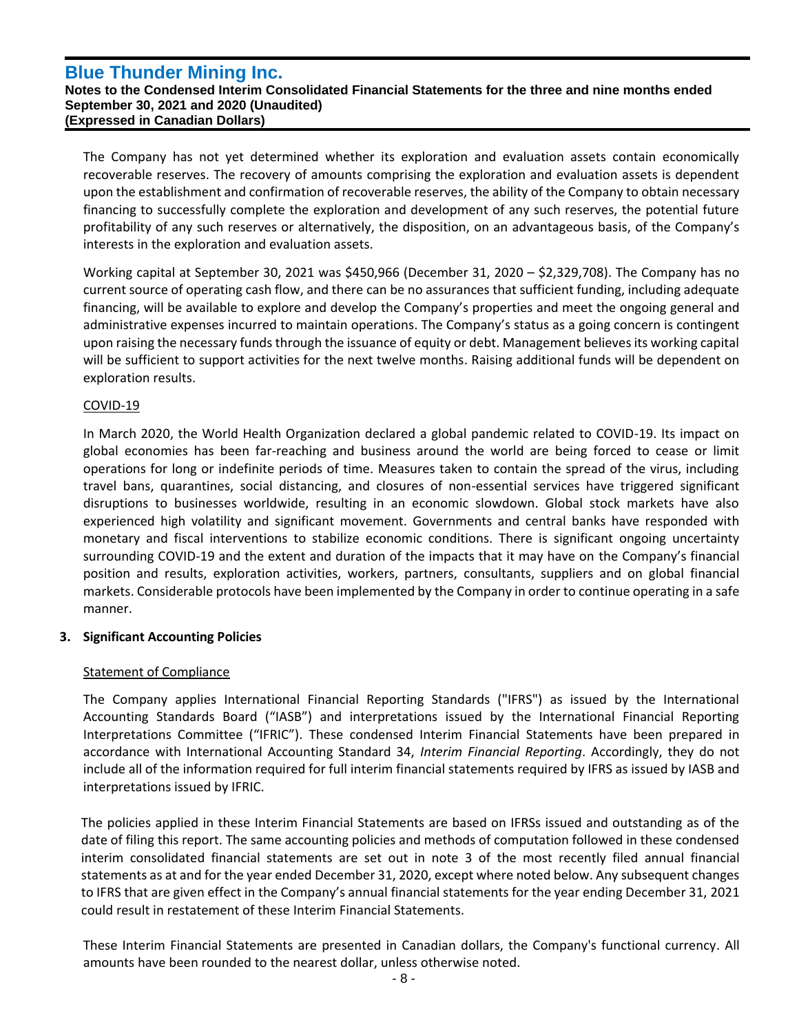The Company has not yet determined whether its exploration and evaluation assets contain economically recoverable reserves. The recovery of amounts comprising the exploration and evaluation assets is dependent upon the establishment and confirmation of recoverable reserves, the ability of the Company to obtain necessary financing to successfully complete the exploration and development of any such reserves, the potential future profitability of any such reserves or alternatively, the disposition, on an advantageous basis, of the Company's interests in the exploration and evaluation assets.

Working capital at September 30, 2021 was $450,966 (December 31, 2020 – $2,329,708). The Company has no current source of operating cash flow, and there can be no assurances that sufficient funding, including adequate financing, will be available to explore and develop the Company's properties and meet the ongoing general and administrative expenses incurred to maintain operations. The Company's status as a going concern is contingent upon raising the necessary funds through the issuance of equity or debt. Management believes its working capital will be sufficient to support activities for the next twelve months. Raising additional funds will be dependent on exploration results.

COVID-19

In March 2020, the World Health Organization declared a global pandemic related to COVID-19. Its impact on global economies has been far-reaching and business around the world are being forced to cease or limit operations for long or indefinite periods of time. Measures taken to contain the spread of the virus, including travel bans, quarantines, social distancing, and closures of non-essential services have triggered significant disruptions to businesses worldwide, resulting in an economic slowdown. Global stock markets have also experienced high volatility and significant movement. Governments and central banks have responded with monetary and fiscal interventions to stabilize economic conditions. There is significant ongoing uncertainty surrounding COVID-19 and the extent and duration of the impacts that it may have on the Company's financial position and results, exploration activities, workers, partners, consultants, suppliers and on global financial markets. Considerable protocols have been implemented by the Company in order to continue operating in a safe manner.

## 3. Significant Accounting Policies

Statement of Compliance

The Company applies International Financial Reporting Standards ("IFRS") as issued by the International Accounting Standards Board ("IASB") and interpretations issued by the International Financial Reporting Interpretations Committee ("IFRIC"). These condensed Interim Financial Statements have been prepared in accordance with International Accounting Standard 34, *Interim Financial Reporting*. Accordingly, they do not include all of the information required for full interim financial statements required by IFRS as issued by IASB and interpretations issued by IFRIC.

The policies applied in these Interim Financial Statements are based on IFRSs issued and outstanding as of the date of filing this report. The same accounting policies and methods of computation followed in these condensed interim consolidated financial statements are set out in note 3 of the most recently filed annual financial statements as at and for the year ended December 31, 2020, except where noted below. Any subsequent changes to IFRS that are given effect in the Company's annual financial statements for the year ending December 31, 2021 could result in restatement of these Interim Financial Statements.

These Interim Financial Statements are presented in Canadian dollars, the Company's functional currency. All amounts have been rounded to the nearest dollar, unless otherwise noted.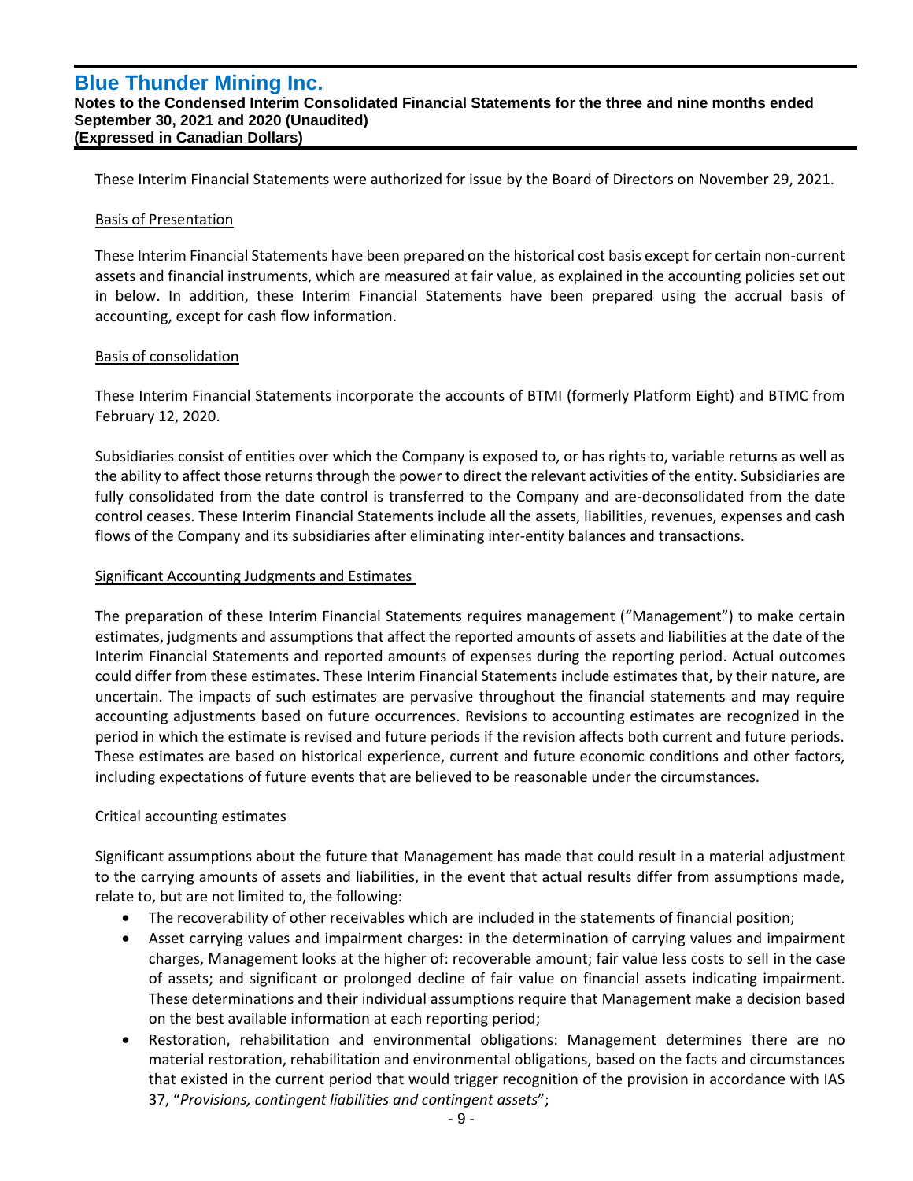These Interim Financial Statements were authorized for issue by the Board of Directors on November 29, 2021.

Basis of Presentation

These Interim Financial Statements have been prepared on the historical cost basis except for certain non-current assets and financial instruments, which are measured at fair value, as explained in the accounting policies set out in below. In addition, these Interim Financial Statements have been prepared using the accrual basis of accounting, except for cash flow information.

Basis of consolidation

These Interim Financial Statements incorporate the accounts of BTMI (formerly Platform Eight) and BTMC from February 12, 2020.

Subsidiaries consist of entities over which the Company is exposed to, or has rights to, variable returns as well as the ability to affect those returns through the power to direct the relevant activities of the entity. Subsidiaries are fully consolidated from the date control is transferred to the Company and are-deconsolidated from the date control ceases. These Interim Financial Statements include all the assets, liabilities, revenues, expenses and cash flows of the Company and its subsidiaries after eliminating inter-entity balances and transactions.

Significant Accounting Judgments and Estimates

The preparation of these Interim Financial Statements requires management ("Management") to make certain estimates, judgments and assumptions that affect the reported amounts of assets and liabilities at the date of the Interim Financial Statements and reported amounts of expenses during the reporting period. Actual outcomes could differ from these estimates. These Interim Financial Statements include estimates that, by their nature, are uncertain. The impacts of such estimates are pervasive throughout the financial statements and may require accounting adjustments based on future occurrences. Revisions to accounting estimates are recognized in the period in which the estimate is revised and future periods if the revision affects both current and future periods. These estimates are based on historical experience, current and future economic conditions and other factors, including expectations of future events that are believed to be reasonable under the circumstances.

Critical accounting estimates

Significant assumptions about the future that Management has made that could result in a material adjustment to the carrying amounts of assets and liabilities, in the event that actual results differ from assumptions made, relate to, but are not limited to, the following:

- The recoverability of other receivables which are included in the statements of financial position;
- Asset carrying values and impairment charges: in the determination of carrying values and impairment charges, Management looks at the higher of: recoverable amount; fair value less costs to sell in the case of assets; and significant or prolonged decline of fair value on financial assets indicating impairment. These determinations and their individual assumptions require that Management make a decision based on the best available information at each reporting period;
- Restoration, rehabilitation and environmental obligations: Management determines there are no material restoration, rehabilitation and environmental obligations, based on the facts and circumstances that existed in the current period that would trigger recognition of the provision in accordance with IAS 37, "*Provisions, contingent liabilities and contingent assets*";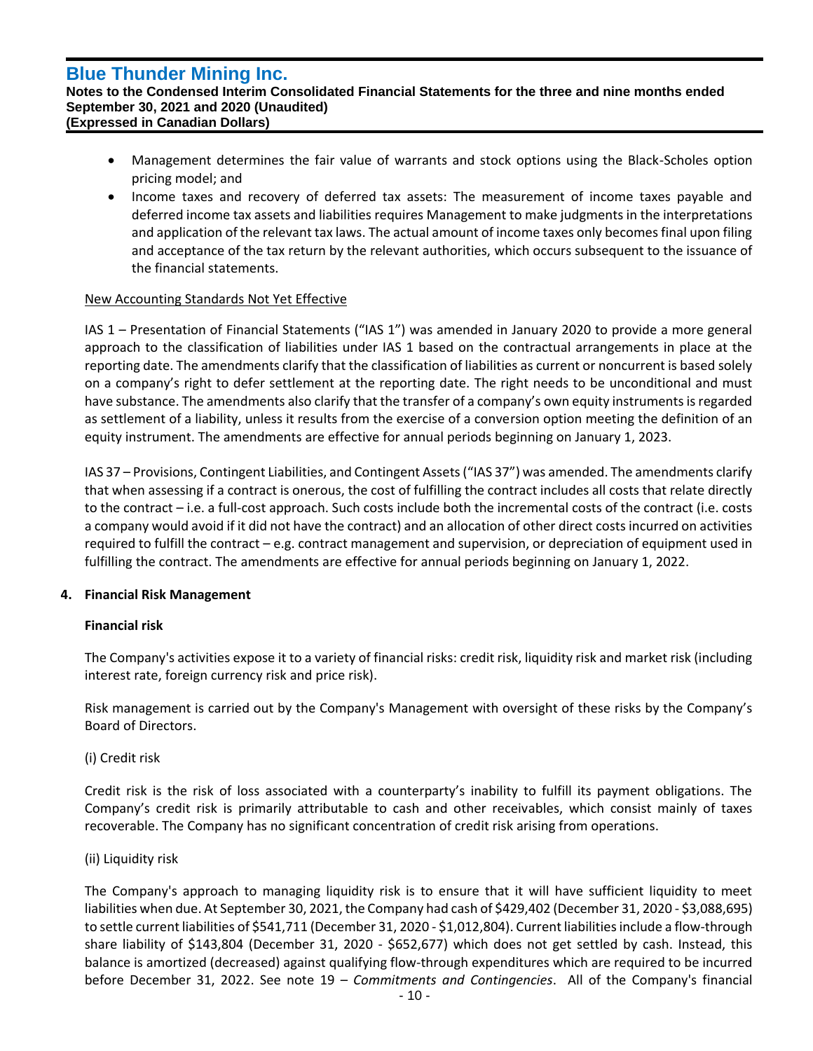- Management determines the fair value of warrants and stock options using the Black-Scholes option pricing model; and
- Income taxes and recovery of deferred tax assets: The measurement of income taxes payable and deferred income tax assets and liabilities requires Management to make judgments in the interpretations and application of the relevant tax laws. The actual amount of income taxes only becomes final upon filing and acceptance of the tax return by the relevant authorities, which occurs subsequent to the issuance of the financial statements.

New Accounting Standards Not Yet Effective

IAS 1 – Presentation of Financial Statements ("IAS 1") was amended in January 2020 to provide a more general approach to the classification of liabilities under IAS 1 based on the contractual arrangements in place at the reporting date. The amendments clarify that the classification of liabilities as current or noncurrent is based solely on a company's right to defer settlement at the reporting date. The right needs to be unconditional and must have substance. The amendments also clarify that the transfer of a company's own equity instruments is regarded as settlement of a liability, unless it results from the exercise of a conversion option meeting the definition of an equity instrument. The amendments are effective for annual periods beginning on January 1, 2023.

IAS 37 – Provisions, Contingent Liabilities, and Contingent Assets ("IAS 37") was amended. The amendments clarify that when assessing if a contract is onerous, the cost of fulfilling the contract includes all costs that relate directly to the contract – i.e. a full-cost approach. Such costs include both the incremental costs of the contract (i.e. costs a company would avoid if it did not have the contract) and an allocation of other direct costs incurred on activities required to fulfill the contract – e.g. contract management and supervision, or depreciation of equipment used in fulfilling the contract. The amendments are effective for annual periods beginning on January 1, 2022.

## 4. Financial Risk Management

**Financial risk**

The Company's activities expose it to a variety of financial risks: credit risk, liquidity risk and market risk (including interest rate, foreign currency risk and price risk).

Risk management is carried out by the Company's Management with oversight of these risks by the Company's Board of Directors.

(i) Credit risk

Credit risk is the risk of loss associated with a counterparty's inability to fulfill its payment obligations. The Company's credit risk is primarily attributable to cash and other receivables, which consist mainly of taxes recoverable. The Company has no significant concentration of credit risk arising from operations.

(ii) Liquidity risk

The Company's approach to managing liquidity risk is to ensure that it will have sufficient liquidity to meet liabilities when due. At September 30, 2021, the Company had cash of $429,402 (December 31, 2020 - $3,088,695) to settle current liabilities of $541,711 (December 31, 2020 - $1,012,804). Current liabilities include a flow-through share liability of $143,804 (December 31, 2020 - $652,677) which does not get settled by cash. Instead, this balance is amortized (decreased) against qualifying flow-through expenditures which are required to be incurred before December 31, 2022. See note 19 – *Commitments and Contingencies*. All of the Company's financial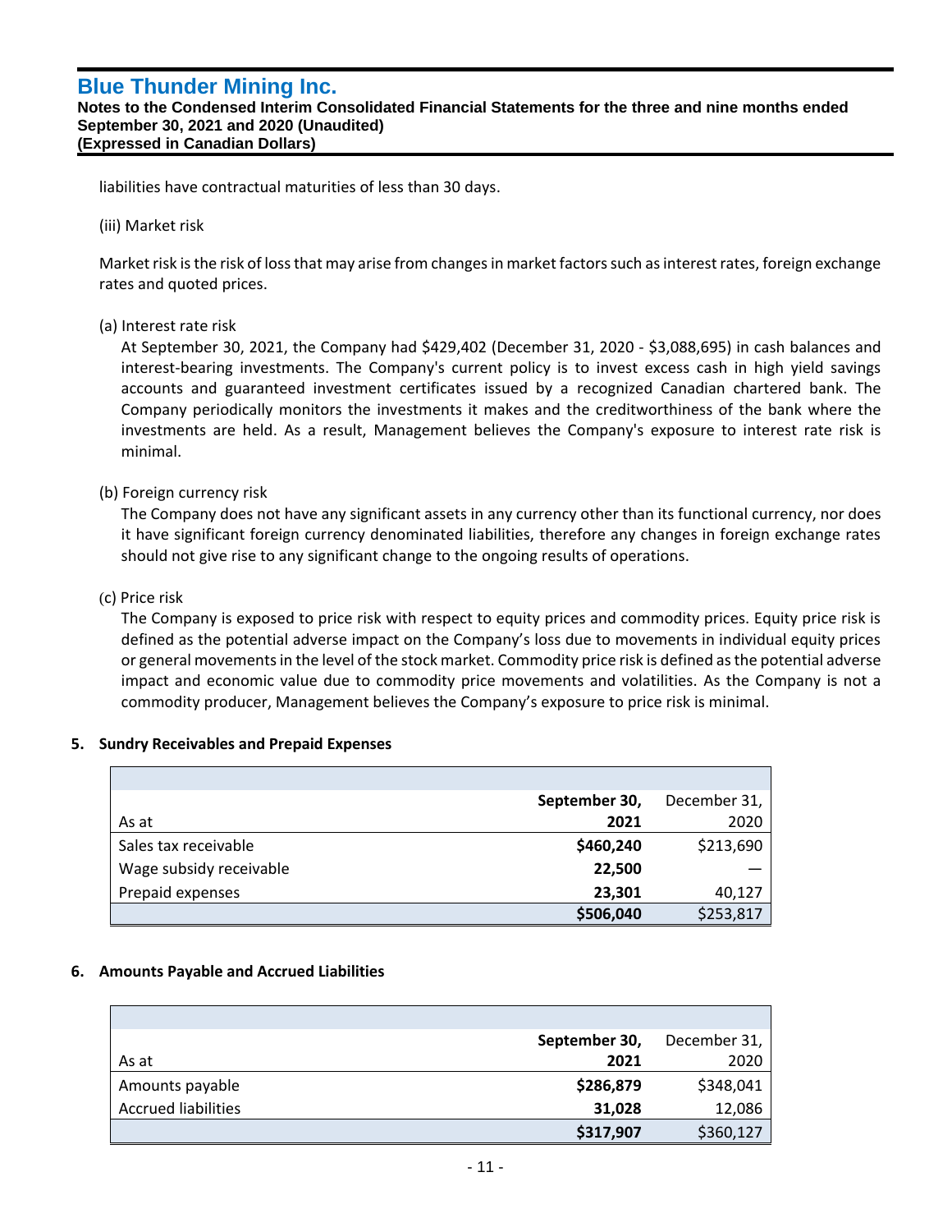liabilities have contractual maturities of less than 30 days.

(iii) Market risk

Market risk is the risk of loss that may arise from changes in market factors such as interest rates, foreign exchange rates and quoted prices.

(a) Interest rate risk

At September 30, 2021, the Company had $429,402 (December 31, 2020 - $3,088,695) in cash balances and interest-bearing investments. The Company's current policy is to invest excess cash in high yield savings accounts and guaranteed investment certificates issued by a recognized Canadian chartered bank. The Company periodically monitors the investments it makes and the creditworthiness of the bank where the investments are held. As a result, Management believes the Company's exposure to interest rate risk is minimal.

(b) Foreign currency risk

The Company does not have any significant assets in any currency other than its functional currency, nor does it have significant foreign currency denominated liabilities, therefore any changes in foreign exchange rates should not give rise to any significant change to the ongoing results of operations.

(c) Price risk

The Company is exposed to price risk with respect to equity prices and commodity prices. Equity price risk is defined as the potential adverse impact on the Company's loss due to movements in individual equity prices or general movements in the level of the stock market. Commodity price risk is defined as the potential adverse impact and economic value due to commodity price movements and volatilities. As the Company is not a commodity producer, Management believes the Company's exposure to price risk is minimal.

## 5. Sundry Receivables and Prepaid Expenses

| As at | **September 30, 2021** | December 31, 2020 |
|---|---|---|
| Sales tax receivable | **$460,240** | $213,690 |
| Wage subsidy receivable | **22,500** | — |
| Prepaid expenses | **23,301** | 40,127 |
| | **$506,040** | $253,817 |

## 6. Amounts Payable and Accrued Liabilities

| As at | **September 30, 2021** | December 31, 2020 |
|---|---|---|
| Amounts payable | **$286,879** | $348,041 |
| Accrued liabilities | **31,028** | 12,086 |
| | **$317,907** | $360,127 |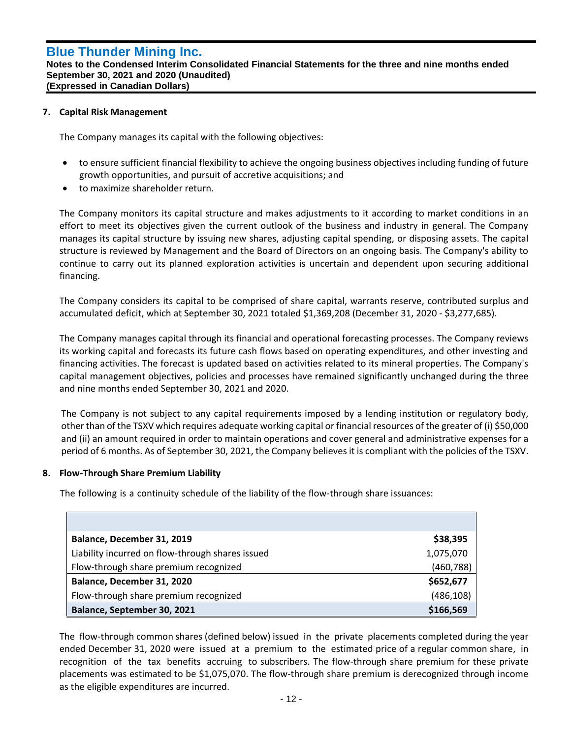## 7. Capital Risk Management

The Company manages its capital with the following objectives:

- to ensure sufficient financial flexibility to achieve the ongoing business objectives including funding of future growth opportunities, and pursuit of accretive acquisitions; and
- to maximize shareholder return.

The Company monitors its capital structure and makes adjustments to it according to market conditions in an effort to meet its objectives given the current outlook of the business and industry in general. The Company manages its capital structure by issuing new shares, adjusting capital spending, or disposing assets. The capital structure is reviewed by Management and the Board of Directors on an ongoing basis. The Company's ability to continue to carry out its planned exploration activities is uncertain and dependent upon securing additional financing.

The Company considers its capital to be comprised of share capital, warrants reserve, contributed surplus and accumulated deficit, which at September 30, 2021 totaled $1,369,208 (December 31, 2020 - $3,277,685).

The Company manages capital through its financial and operational forecasting processes. The Company reviews its working capital and forecasts its future cash flows based on operating expenditures, and other investing and financing activities. The forecast is updated based on activities related to its mineral properties. The Company's capital management objectives, policies and processes have remained significantly unchanged during the three and nine months ended September 30, 2021 and 2020.

The Company is not subject to any capital requirements imposed by a lending institution or regulatory body, other than of the TSXV which requires adequate working capital or financial resources of the greater of (i) $50,000 and (ii) an amount required in order to maintain operations and cover general and administrative expenses for a period of 6 months. As of September 30, 2021, the Company believes it is compliant with the policies of the TSXV.

## 8. Flow-Through Share Premium Liability

The following is a continuity schedule of the liability of the flow-through share issuances:

| | |
|---|---|
| **Balance, December 31, 2019** | **$38,395** |
| Liability incurred on flow-through shares issued | 1,075,070 |
| Flow-through share premium recognized | (460,788) |
| **Balance, December 31, 2020** | **$652,677** |
| Flow-through share premium recognized | (486,108) |
| **Balance, September 30, 2021** | **$166,569** |

The flow-through common shares (defined below) issued in the private placements completed during the year ended December 31, 2020 were issued at a premium to the estimated price of a regular common share, in recognition of the tax benefits accruing to subscribers. The flow-through share premium for these private placements was estimated to be $1,075,070. The flow-through share premium is derecognized through income as the eligible expenditures are incurred.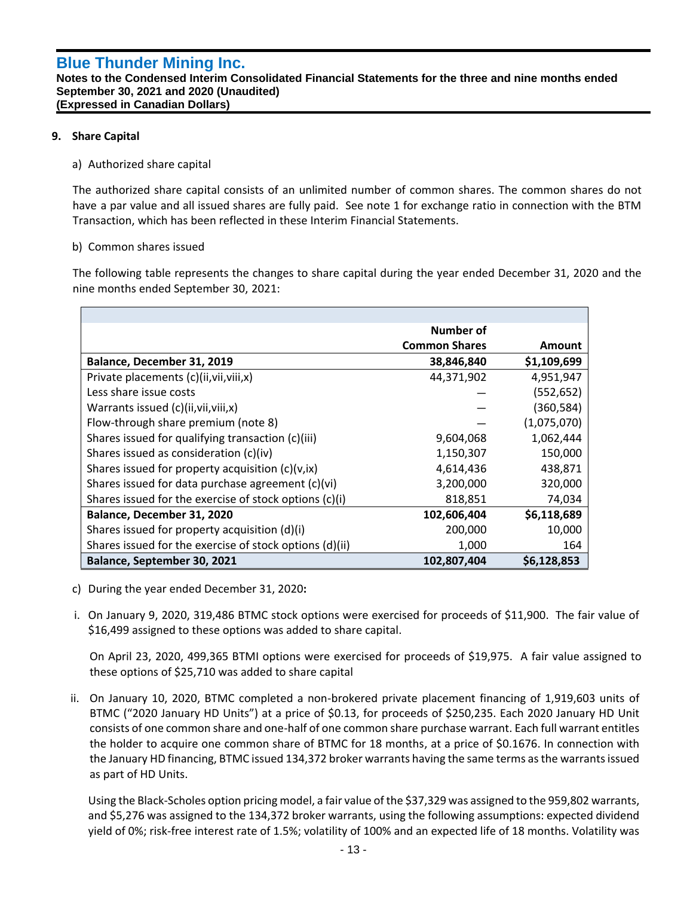## 9. Share Capital

a) Authorized share capital

The authorized share capital consists of an unlimited number of common shares. The common shares do not have a par value and all issued shares are fully paid. See note 1 for exchange ratio in connection with the BTM Transaction, which has been reflected in these Interim Financial Statements.

b) Common shares issued

The following table represents the changes to share capital during the year ended December 31, 2020 and the nine months ended September 30, 2021:

| | Number of Common Shares | Amount |
|---|---|---|
| **Balance, December 31, 2019** | **38,846,840** | **$1,109,699** |
| Private placements (c)(ii,vii,viii,x) | 44,371,902 | 4,951,947 |
| Less share issue costs | — | (552,652) |
| Warrants issued (c)(ii,vii,viii,x) | — | (360,584) |
| Flow-through share premium (note 8) | — | (1,075,070) |
| Shares issued for qualifying transaction (c)(iii) | 9,604,068 | 1,062,444 |
| Shares issued as consideration (c)(iv) | 1,150,307 | 150,000 |
| Shares issued for property acquisition (c)(v,ix) | 4,614,436 | 438,871 |
| Shares issued for data purchase agreement (c)(vi) | 3,200,000 | 320,000 |
| Shares issued for the exercise of stock options (c)(i) | 818,851 | 74,034 |
| **Balance, December 31, 2020** | **102,606,404** | **$6,118,689** |
| Shares issued for property acquisition (d)(i) | 200,000 | 10,000 |
| Shares issued for the exercise of stock options (d)(ii) | 1,000 | 164 |
| **Balance, September 30, 2021** | **102,807,404** | **$6,128,853** |

c) During the year ended December 31, 2020**:**

i. On January 9, 2020, 319,486 BTMC stock options were exercised for proceeds of $11,900. The fair value of $16,499 assigned to these options was added to share capital.

   On April 23, 2020, 499,365 BTMI options were exercised for proceeds of $19,975. A fair value assigned to these options of $25,710 was added to share capital

ii. On January 10, 2020, BTMC completed a non-brokered private placement financing of 1,919,603 units of BTMC ("2020 January HD Units") at a price of $0.13, for proceeds of $250,235. Each 2020 January HD Unit consists of one common share and one-half of one common share purchase warrant. Each full warrant entitles the holder to acquire one common share of BTMC for 18 months, at a price of $0.1676. In connection with the January HD financing, BTMC issued 134,372 broker warrants having the same terms as the warrants issued as part of HD Units.

   Using the Black-Scholes option pricing model, a fair value of the $37,329 was assigned to the 959,802 warrants, and $5,276 was assigned to the 134,372 broker warrants, using the following assumptions: expected dividend yield of 0%; risk-free interest rate of 1.5%; volatility of 100% and an expected life of 18 months. Volatility was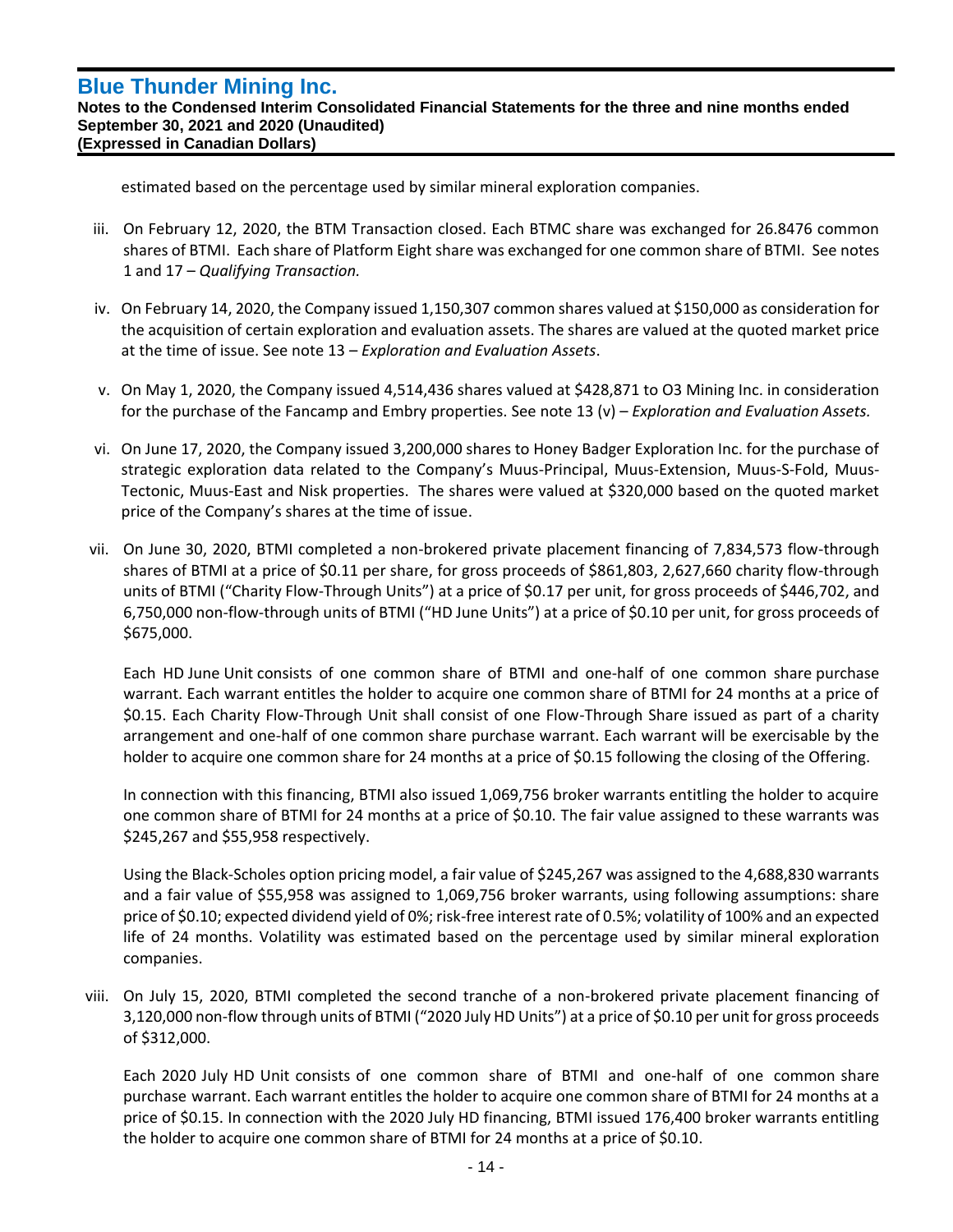estimated based on the percentage used by similar mineral exploration companies.

iii. On February 12, 2020, the BTM Transaction closed. Each BTMC share was exchanged for 26.8476 common shares of BTMI. Each share of Platform Eight share was exchanged for one common share of BTMI. See notes 1 and 17 – *Qualifying Transaction.*

iv. On February 14, 2020, the Company issued 1,150,307 common shares valued at $150,000 as consideration for the acquisition of certain exploration and evaluation assets. The shares are valued at the quoted market price at the time of issue. See note 13 – *Exploration and Evaluation Assets*.

v. On May 1, 2020, the Company issued 4,514,436 shares valued at $428,871 to O3 Mining Inc. in consideration for the purchase of the Fancamp and Embry properties. See note 13 (v) – *Exploration and Evaluation Assets.*

vi. On June 17, 2020, the Company issued 3,200,000 shares to Honey Badger Exploration Inc. for the purchase of strategic exploration data related to the Company's Muus-Principal, Muus-Extension, Muus-S-Fold, Muus-Tectonic, Muus-East and Nisk properties. The shares were valued at $320,000 based on the quoted market price of the Company's shares at the time of issue.

vii. On June 30, 2020, BTMI completed a non-brokered private placement financing of 7,834,573 flow-through shares of BTMI at a price of $0.11 per share, for gross proceeds of $861,803, 2,627,660 charity flow-through units of BTMI ("Charity Flow-Through Units") at a price of $0.17 per unit, for gross proceeds of $446,702, and 6,750,000 non-flow-through units of BTMI ("HD June Units") at a price of $0.10 per unit, for gross proceeds of $675,000.

   Each HD June Unit consists of one common share of BTMI and one-half of one common share purchase warrant. Each warrant entitles the holder to acquire one common share of BTMI for 24 months at a price of $0.15. Each Charity Flow-Through Unit shall consist of one Flow-Through Share issued as part of a charity arrangement and one-half of one common share purchase warrant. Each warrant will be exercisable by the holder to acquire one common share for 24 months at a price of $0.15 following the closing of the Offering.

   In connection with this financing, BTMI also issued 1,069,756 broker warrants entitling the holder to acquire one common share of BTMI for 24 months at a price of $0.10. The fair value assigned to these warrants was $245,267 and $55,958 respectively.

   Using the Black-Scholes option pricing model, a fair value of $245,267 was assigned to the 4,688,830 warrants and a fair value of $55,958 was assigned to 1,069,756 broker warrants, using following assumptions: share price of $0.10; expected dividend yield of 0%; risk-free interest rate of 0.5%; volatility of 100% and an expected life of 24 months. Volatility was estimated based on the percentage used by similar mineral exploration companies.

viii. On July 15, 2020, BTMI completed the second tranche of a non-brokered private placement financing of 3,120,000 non-flow through units of BTMI ("2020 July HD Units") at a price of $0.10 per unit for gross proceeds of $312,000.

   Each 2020 July HD Unit consists of one common share of BTMI and one-half of one common share purchase warrant. Each warrant entitles the holder to acquire one common share of BTMI for 24 months at a price of $0.15. In connection with the 2020 July HD financing, BTMI issued 176,400 broker warrants entitling the holder to acquire one common share of BTMI for 24 months at a price of $0.10.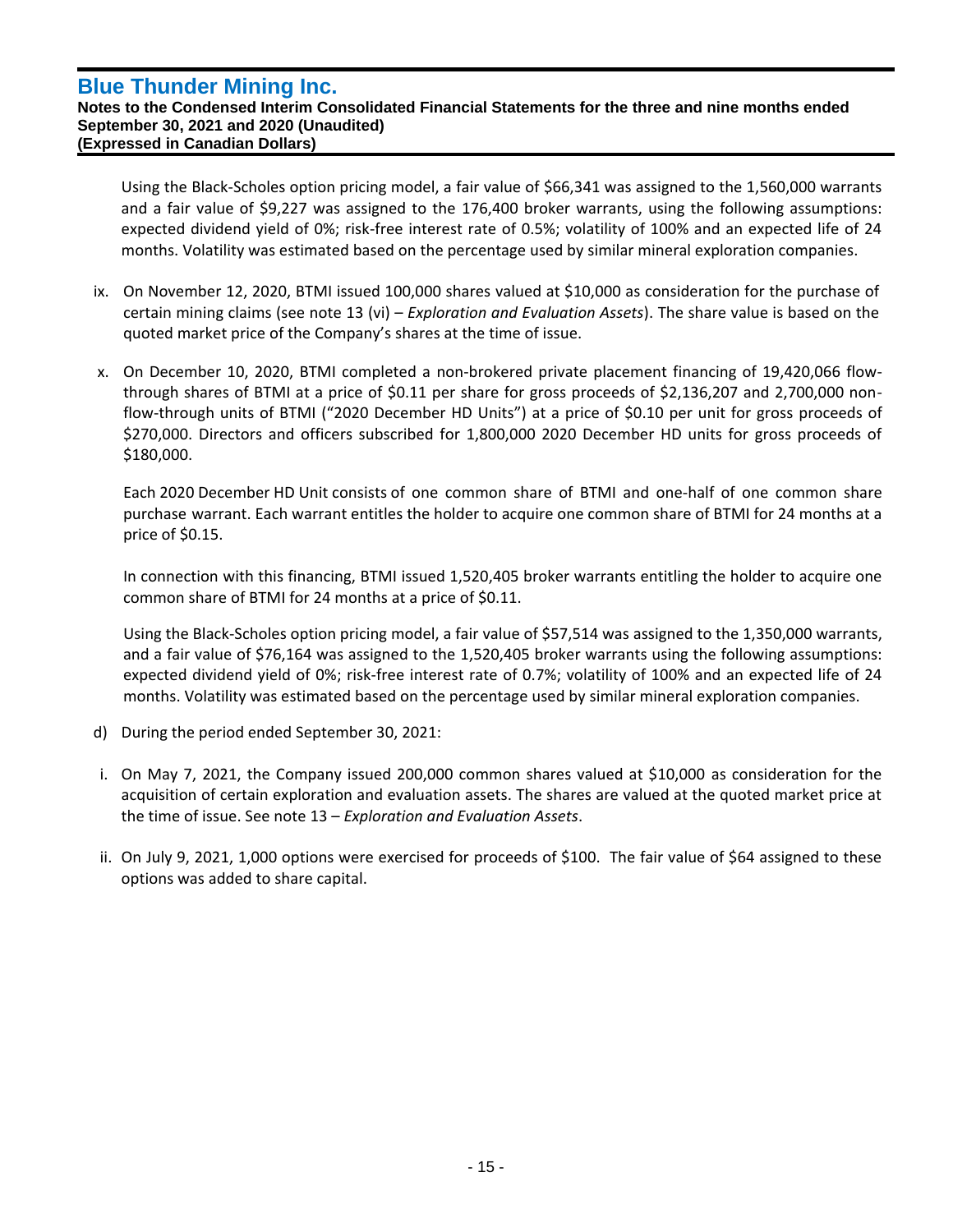Using the Black-Scholes option pricing model, a fair value of $66,341 was assigned to the 1,560,000 warrants and a fair value of $9,227 was assigned to the 176,400 broker warrants, using the following assumptions: expected dividend yield of 0%; risk-free interest rate of 0.5%; volatility of 100% and an expected life of 24 months. Volatility was estimated based on the percentage used by similar mineral exploration companies.

ix. On November 12, 2020, BTMI issued 100,000 shares valued at $10,000 as consideration for the purchase of certain mining claims (see note 13 (vi) – *Exploration and Evaluation Assets*). The share value is based on the quoted market price of the Company's shares at the time of issue.

x. On December 10, 2020, BTMI completed a non-brokered private placement financing of 19,420,066 flow-through shares of BTMI at a price of $0.11 per share for gross proceeds of $2,136,207 and 2,700,000 non-flow-through units of BTMI ("2020 December HD Units") at a price of $0.10 per unit for gross proceeds of $270,000. Directors and officers subscribed for 1,800,000 2020 December HD units for gross proceeds of $180,000.

Each 2020 December HD Unit consists of one common share of BTMI and one-half of one common share purchase warrant. Each warrant entitles the holder to acquire one common share of BTMI for 24 months at a price of $0.15.

In connection with this financing, BTMI issued 1,520,405 broker warrants entitling the holder to acquire one common share of BTMI for 24 months at a price of $0.11.

Using the Black-Scholes option pricing model, a fair value of $57,514 was assigned to the 1,350,000 warrants, and a fair value of $76,164 was assigned to the 1,520,405 broker warrants using the following assumptions: expected dividend yield of 0%; risk-free interest rate of 0.7%; volatility of 100% and an expected life of 24 months. Volatility was estimated based on the percentage used by similar mineral exploration companies.

d) During the period ended September 30, 2021:

i. On May 7, 2021, the Company issued 200,000 common shares valued at $10,000 as consideration for the acquisition of certain exploration and evaluation assets. The shares are valued at the quoted market price at the time of issue. See note 13 – *Exploration and Evaluation Assets*.

ii. On July 9, 2021, 1,000 options were exercised for proceeds of $100. The fair value of $64 assigned to these options was added to share capital.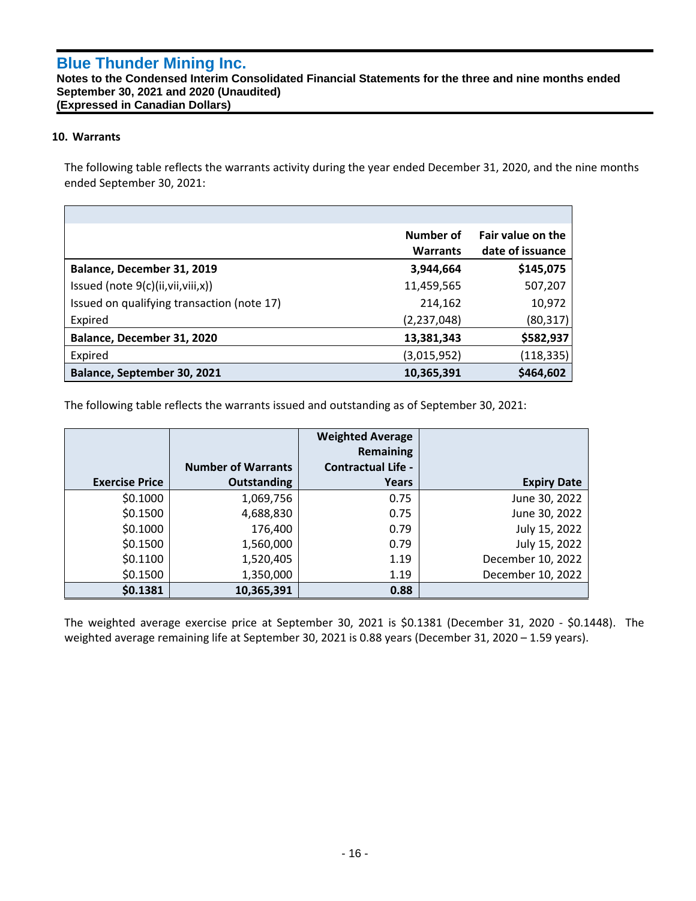## 10. Warrants

The following table reflects the warrants activity during the year ended December 31, 2020, and the nine months ended September 30, 2021:

| | Number of Warrants | Fair value on the date of issuance |
|---|---|---|
| **Balance, December 31, 2019** | **3,944,664** | **$145,075** |
| Issued (note 9(c)(ii,vii,viii,x)) | 11,459,565 | 507,207 |
| Issued on qualifying transaction (note 17) | 214,162 | 10,972 |
| Expired | (2,237,048) | (80,317) |
| **Balance, December 31, 2020** | **13,381,343** | **$582,937** |
| Expired | (3,015,952) | (118,335) |
| **Balance, September 30, 2021** | **10,365,391** | **$464,602** |

The following table reflects the warrants issued and outstanding as of September 30, 2021:

| Exercise Price | Number of Warrants Outstanding | Weighted Average Remaining Contractual Life - Years | Expiry Date |
|---|---|---|---|
| $0.1000 | 1,069,756 | 0.75 | June 30, 2022 |
| $0.1500 | 4,688,830 | 0.75 | June 30, 2022 |
| $0.1000 | 176,400 | 0.79 | July 15, 2022 |
| $0.1500 | 1,560,000 | 0.79 | July 15, 2022 |
| $0.1100 | 1,520,405 | 1.19 | December 10, 2022 |
| $0.1500 | 1,350,000 | 1.19 | December 10, 2022 |
| **$0.1381** | **10,365,391** | **0.88** | |

The weighted average exercise price at September 30, 2021 is $0.1381 (December 31, 2020 - $0.1448). The weighted average remaining life at September 30, 2021 is 0.88 years (December 31, 2020 – 1.59 years).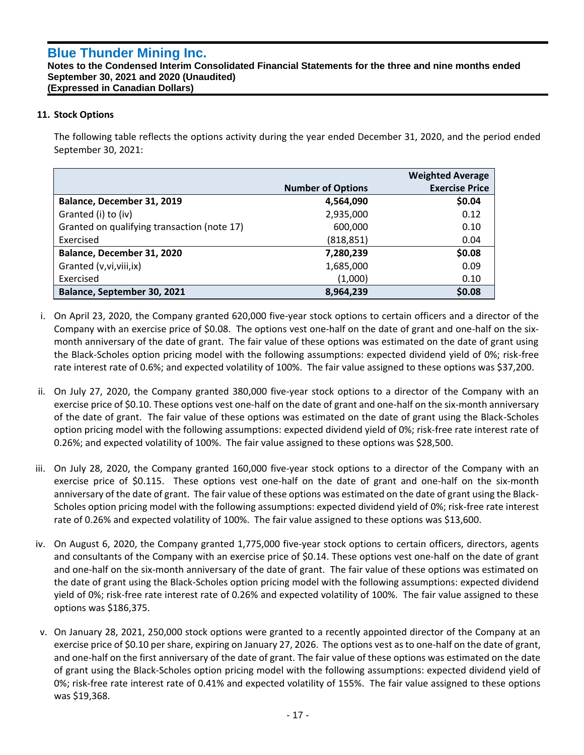## 11. Stock Options

The following table reflects the options activity during the year ended December 31, 2020, and the period ended September 30, 2021:

| | Number of Options | Weighted Average Exercise Price |
|---|---|---|
| **Balance, December 31, 2019** | **4,564,090** | **$0.04** |
| Granted (i) to (iv) | 2,935,000 | 0.12 |
| Granted on qualifying transaction (note 17) | 600,000 | 0.10 |
| Exercised | (818,851) | 0.04 |
| **Balance, December 31, 2020** | **7,280,239** | **$0.08** |
| Granted (v,vi,viii,ix) | 1,685,000 | 0.09 |
| Exercised | (1,000) | 0.10 |
| **Balance, September 30, 2021** | **8,964,239** | **$0.08** |

i. On April 23, 2020, the Company granted 620,000 five-year stock options to certain officers and a director of the Company with an exercise price of $0.08. The options vest one-half on the date of grant and one-half on the six-month anniversary of the date of grant. The fair value of these options was estimated on the date of grant using the Black-Scholes option pricing model with the following assumptions: expected dividend yield of 0%; risk-free rate interest rate of 0.6%; and expected volatility of 100%. The fair value assigned to these options was $37,200.

ii. On July 27, 2020, the Company granted 380,000 five-year stock options to a director of the Company with an exercise price of $0.10. These options vest one-half on the date of grant and one-half on the six-month anniversary of the date of grant. The fair value of these options was estimated on the date of grant using the Black-Scholes option pricing model with the following assumptions: expected dividend yield of 0%; risk-free rate interest rate of 0.26%; and expected volatility of 100%. The fair value assigned to these options was $28,500.

iii. On July 28, 2020, the Company granted 160,000 five-year stock options to a director of the Company with an exercise price of $0.115. These options vest one-half on the date of grant and one-half on the six-month anniversary of the date of grant. The fair value of these options was estimated on the date of grant using the Black-Scholes option pricing model with the following assumptions: expected dividend yield of 0%; risk-free rate interest rate of 0.26% and expected volatility of 100%. The fair value assigned to these options was $13,600.

iv. On August 6, 2020, the Company granted 1,775,000 five-year stock options to certain officers, directors, agents and consultants of the Company with an exercise price of $0.14. These options vest one-half on the date of grant and one-half on the six-month anniversary of the date of grant. The fair value of these options was estimated on the date of grant using the Black-Scholes option pricing model with the following assumptions: expected dividend yield of 0%; risk-free rate interest rate of 0.26% and expected volatility of 100%. The fair value assigned to these options was $186,375.

v. On January 28, 2021, 250,000 stock options were granted to a recently appointed director of the Company at an exercise price of $0.10 per share, expiring on January 27, 2026. The options vest as to one-half on the date of grant, and one-half on the first anniversary of the date of grant. The fair value of these options was estimated on the date of grant using the Black-Scholes option pricing model with the following assumptions: expected dividend yield of 0%; risk-free rate interest rate of 0.41% and expected volatility of 155%. The fair value assigned to these options was $19,368.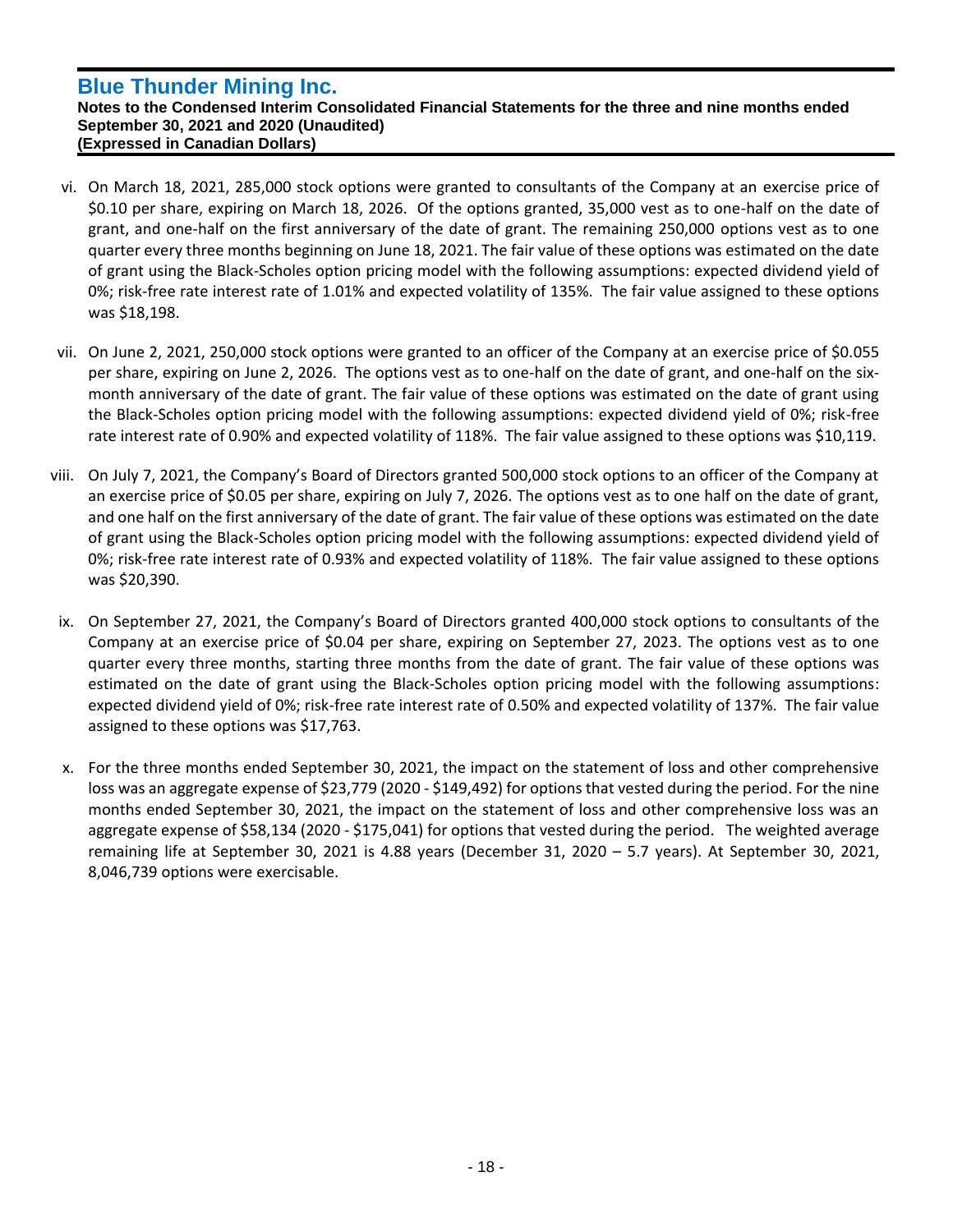vi. On March 18, 2021, 285,000 stock options were granted to consultants of the Company at an exercise price of $0.10 per share, expiring on March 18, 2026. Of the options granted, 35,000 vest as to one-half on the date of grant, and one-half on the first anniversary of the date of grant. The remaining 250,000 options vest as to one quarter every three months beginning on June 18, 2021. The fair value of these options was estimated on the date of grant using the Black-Scholes option pricing model with the following assumptions: expected dividend yield of 0%; risk-free rate interest rate of 1.01% and expected volatility of 135%. The fair value assigned to these options was $18,198.

vii. On June 2, 2021, 250,000 stock options were granted to an officer of the Company at an exercise price of $0.055 per share, expiring on June 2, 2026. The options vest as to one-half on the date of grant, and one-half on the six-month anniversary of the date of grant. The fair value of these options was estimated on the date of grant using the Black-Scholes option pricing model with the following assumptions: expected dividend yield of 0%; risk-free rate interest rate of 0.90% and expected volatility of 118%. The fair value assigned to these options was $10,119.

viii. On July 7, 2021, the Company's Board of Directors granted 500,000 stock options to an officer of the Company at an exercise price of $0.05 per share, expiring on July 7, 2026. The options vest as to one half on the date of grant, and one half on the first anniversary of the date of grant. The fair value of these options was estimated on the date of grant using the Black-Scholes option pricing model with the following assumptions: expected dividend yield of 0%; risk-free rate interest rate of 0.93% and expected volatility of 118%. The fair value assigned to these options was $20,390.

ix. On September 27, 2021, the Company's Board of Directors granted 400,000 stock options to consultants of the Company at an exercise price of $0.04 per share, expiring on September 27, 2023. The options vest as to one quarter every three months, starting three months from the date of grant. The fair value of these options was estimated on the date of grant using the Black-Scholes option pricing model with the following assumptions: expected dividend yield of 0%; risk-free rate interest rate of 0.50% and expected volatility of 137%. The fair value assigned to these options was $17,763.

x. For the three months ended September 30, 2021, the impact on the statement of loss and other comprehensive loss was an aggregate expense of $23,779 (2020 - $149,492) for options that vested during the period. For the nine months ended September 30, 2021, the impact on the statement of loss and other comprehensive loss was an aggregate expense of $58,134 (2020 - $175,041) for options that vested during the period. The weighted average remaining life at September 30, 2021 is 4.88 years (December 31, 2020 – 5.7 years). At September 30, 2021, 8,046,739 options were exercisable.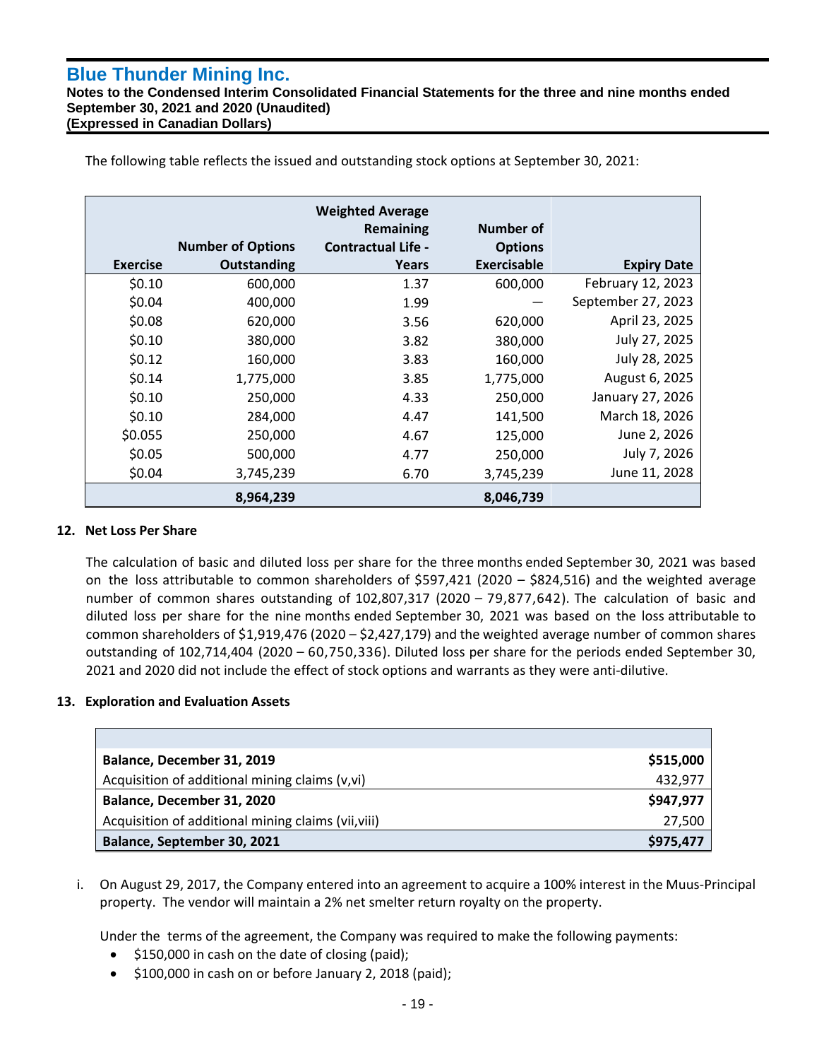The following table reflects the issued and outstanding stock options at September 30, 2021:

| Exercise | Number of Options Outstanding | Weighted Average Remaining Contractual Life - Years | Number of Options Exercisable | Expiry Date |
|---|---|---|---|---|
| $0.10 | 600,000 | 1.37 | 600,000 | February 12, 2023 |
| $0.04 | 400,000 | 1.99 | — | September 27, 2023 |
| $0.08 | 620,000 | 3.56 | 620,000 | April 23, 2025 |
| $0.10 | 380,000 | 3.82 | 380,000 | July 27, 2025 |
| $0.12 | 160,000 | 3.83 | 160,000 | July 28, 2025 |
| $0.14 | 1,775,000 | 3.85 | 1,775,000 | August 6, 2025 |
| $0.10 | 250,000 | 4.33 | 250,000 | January 27, 2026 |
| $0.10 | 284,000 | 4.47 | 141,500 | March 18, 2026 |
| $0.055 | 250,000 | 4.67 | 125,000 | June 2, 2026 |
| $0.05 | 500,000 | 4.77 | 250,000 | July 7, 2026 |
| $0.04 | 3,745,239 | 6.70 | 3,745,239 | June 11, 2028 |
| | **8,964,239** | | **8,046,739** | |

## 12. Net Loss Per Share

The calculation of basic and diluted loss per share for the three months ended September 30, 2021 was based on the loss attributable to common shareholders of $597,421 (2020 – $824,516) and the weighted average number of common shares outstanding of 102,807,317 (2020 – 79,877,642). The calculation of basic and diluted loss per share for the nine months ended September 30, 2021 was based on the loss attributable to common shareholders of $1,919,476 (2020 – $2,427,179) and the weighted average number of common shares outstanding of 102,714,404 (2020 – 60,750,336). Diluted loss per share for the periods ended September 30, 2021 and 2020 did not include the effect of stock options and warrants as they were anti-dilutive.

## 13. Exploration and Evaluation Assets

| | |
|---|---|
| **Balance, December 31, 2019** | **$515,000** |
| Acquisition of additional mining claims (v,vi) | 432,977 |
| **Balance, December 31, 2020** | **$947,977** |
| Acquisition of additional mining claims (vii,viii) | 27,500 |
| **Balance, September 30, 2021** | **$975,477** |

i. On August 29, 2017, the Company entered into an agreement to acquire a 100% interest in the Muus-Principal property. The vendor will maintain a 2% net smelter return royalty on the property.

   Under the terms of the agreement, the Company was required to make the following payments:

   - $150,000 in cash on the date of closing (paid);
   - $100,000 in cash on or before January 2, 2018 (paid);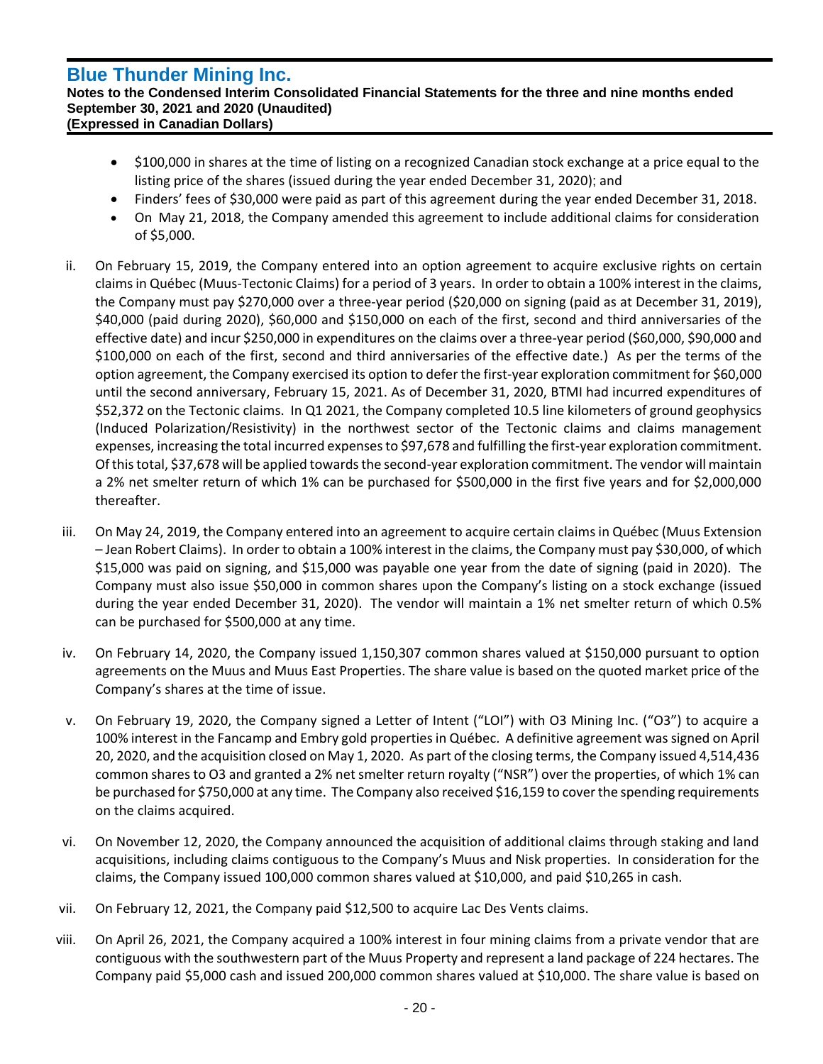- $100,000 in shares at the time of listing on a recognized Canadian stock exchange at a price equal to the listing price of the shares (issued during the year ended December 31, 2020); and
- Finders' fees of $30,000 were paid as part of this agreement during the year ended December 31, 2018.
- On May 21, 2018, the Company amended this agreement to include additional claims for consideration of $5,000.

ii. On February 15, 2019, the Company entered into an option agreement to acquire exclusive rights on certain claims in Québec (Muus-Tectonic Claims) for a period of 3 years. In order to obtain a 100% interest in the claims, the Company must pay $270,000 over a three-year period ($20,000 on signing (paid as at December 31, 2019), $40,000 (paid during 2020), $60,000 and $150,000 on each of the first, second and third anniversaries of the effective date) and incur $250,000 in expenditures on the claims over a three-year period ($60,000, $90,000 and $100,000 on each of the first, second and third anniversaries of the effective date.) As per the terms of the option agreement, the Company exercised its option to defer the first-year exploration commitment for $60,000 until the second anniversary, February 15, 2021. As of December 31, 2020, BTMI had incurred expenditures of $52,372 on the Tectonic claims. In Q1 2021, the Company completed 10.5 line kilometers of ground geophysics (Induced Polarization/Resistivity) in the northwest sector of the Tectonic claims and claims management expenses, increasing the total incurred expenses to $97,678 and fulfilling the first-year exploration commitment. Of this total, $37,678 will be applied towards the second-year exploration commitment. The vendor will maintain a 2% net smelter return of which 1% can be purchased for $500,000 in the first five years and for $2,000,000 thereafter.

iii. On May 24, 2019, the Company entered into an agreement to acquire certain claims in Québec (Muus Extension – Jean Robert Claims). In order to obtain a 100% interest in the claims, the Company must pay $30,000, of which $15,000 was paid on signing, and $15,000 was payable one year from the date of signing (paid in 2020). The Company must also issue $50,000 in common shares upon the Company's listing on a stock exchange (issued during the year ended December 31, 2020). The vendor will maintain a 1% net smelter return of which 0.5% can be purchased for $500,000 at any time.

iv. On February 14, 2020, the Company issued 1,150,307 common shares valued at $150,000 pursuant to option agreements on the Muus and Muus East Properties. The share value is based on the quoted market price of the Company's shares at the time of issue.

v. On February 19, 2020, the Company signed a Letter of Intent ("LOI") with O3 Mining Inc. ("O3") to acquire a 100% interest in the Fancamp and Embry gold properties in Québec. A definitive agreement was signed on April 20, 2020, and the acquisition closed on May 1, 2020. As part of the closing terms, the Company issued 4,514,436 common shares to O3 and granted a 2% net smelter return royalty ("NSR") over the properties, of which 1% can be purchased for $750,000 at any time. The Company also received $16,159 to cover the spending requirements on the claims acquired.

vi. On November 12, 2020, the Company announced the acquisition of additional claims through staking and land acquisitions, including claims contiguous to the Company's Muus and Nisk properties. In consideration for the claims, the Company issued 100,000 common shares valued at $10,000, and paid $10,265 in cash.

vii. On February 12, 2021, the Company paid $12,500 to acquire Lac Des Vents claims.

viii. On April 26, 2021, the Company acquired a 100% interest in four mining claims from a private vendor that are contiguous with the southwestern part of the Muus Property and represent a land package of 224 hectares. The Company paid $5,000 cash and issued 200,000 common shares valued at $10,000. The share value is based on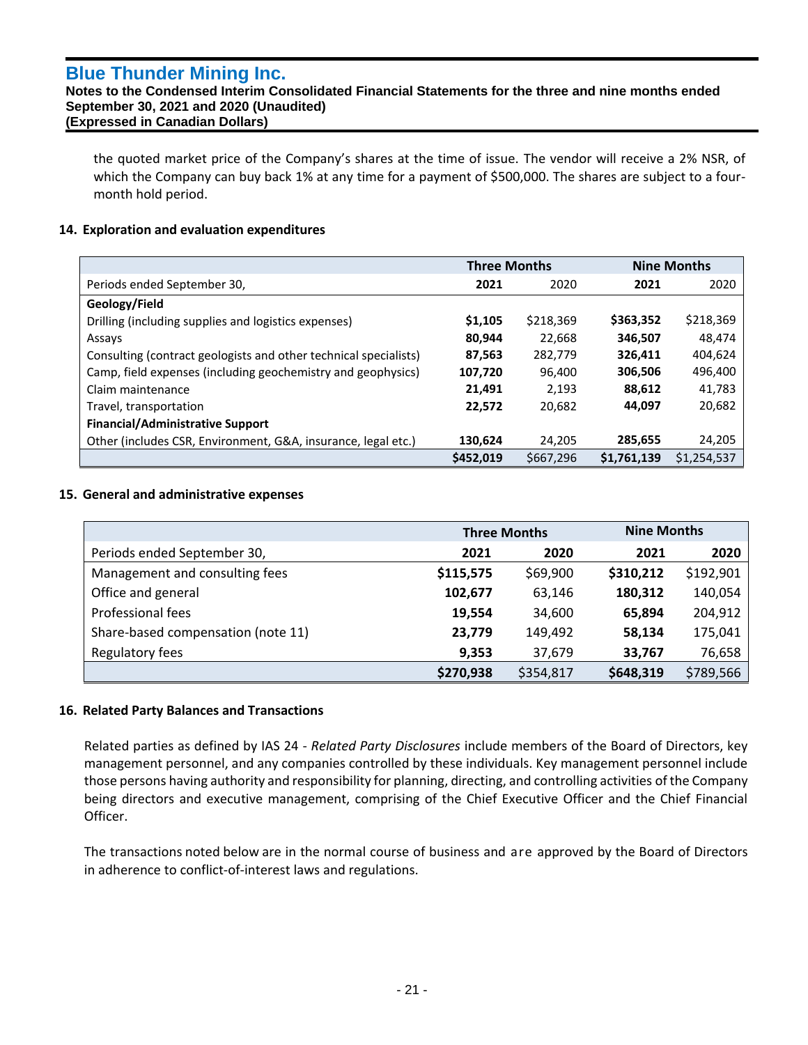the quoted market price of the Company's shares at the time of issue. The vendor will receive a 2% NSR, of which the Company can buy back 1% at any time for a payment of $500,000. The shares are subject to a four-month hold period.

## 14. Exploration and evaluation expenditures

| | Three Months | | Nine Months | |
|---|---|---|---|---|
| Periods ended September 30, | **2021** | 2020 | **2021** | 2020 |
| **Geology/Field** | | | | |
| Drilling (including supplies and logistics expenses) | **$1,105** | $218,369 | **$363,352** | $218,369 |
| Assays | **80,944** | 22,668 | **346,507** | 48,474 |
| Consulting (contract geologists and other technical specialists) | **87,563** | 282,779 | **326,411** | 404,624 |
| Camp, field expenses (including geochemistry and geophysics) | **107,720** | 96,400 | **306,506** | 496,400 |
| Claim maintenance | **21,491** | 2,193 | **88,612** | 41,783 |
| Travel, transportation | **22,572** | 20,682 | **44,097** | 20,682 |
| **Financial/Administrative Support** | | | | |
| Other (includes CSR, Environment, G&A, insurance, legal etc.) | **130,624** | 24,205 | **285,655** | 24,205 |
| | **$452,019** | $667,296 | **$1,761,139** | $1,254,537 |

## 15. General and administrative expenses

| | Three Months | | Nine Months | |
|---|---|---|---|---|
| Periods ended September 30, | **2021** | **2020** | **2021** | **2020** |
| Management and consulting fees | **$115,575** | $69,900 | **$310,212** | $192,901 |
| Office and general | **102,677** | 63,146 | **180,312** | 140,054 |
| Professional fees | **19,554** | 34,600 | **65,894** | 204,912 |
| Share-based compensation (note 11) | **23,779** | 149,492 | **58,134** | 175,041 |
| Regulatory fees | **9,353** | 37,679 | **33,767** | 76,658 |
| | **$270,938** | $354,817 | **$648,319** | $789,566 |

## 16. Related Party Balances and Transactions

Related parties as defined by IAS 24 - *Related Party Disclosures* include members of the Board of Directors, key management personnel, and any companies controlled by these individuals. Key management personnel include those persons having authority and responsibility for planning, directing, and controlling activities of the Company being directors and executive management, comprising of the Chief Executive Officer and the Chief Financial Officer.

The transactions noted below are in the normal course of business and are approved by the Board of Directors in adherence to conflict-of-interest laws and regulations.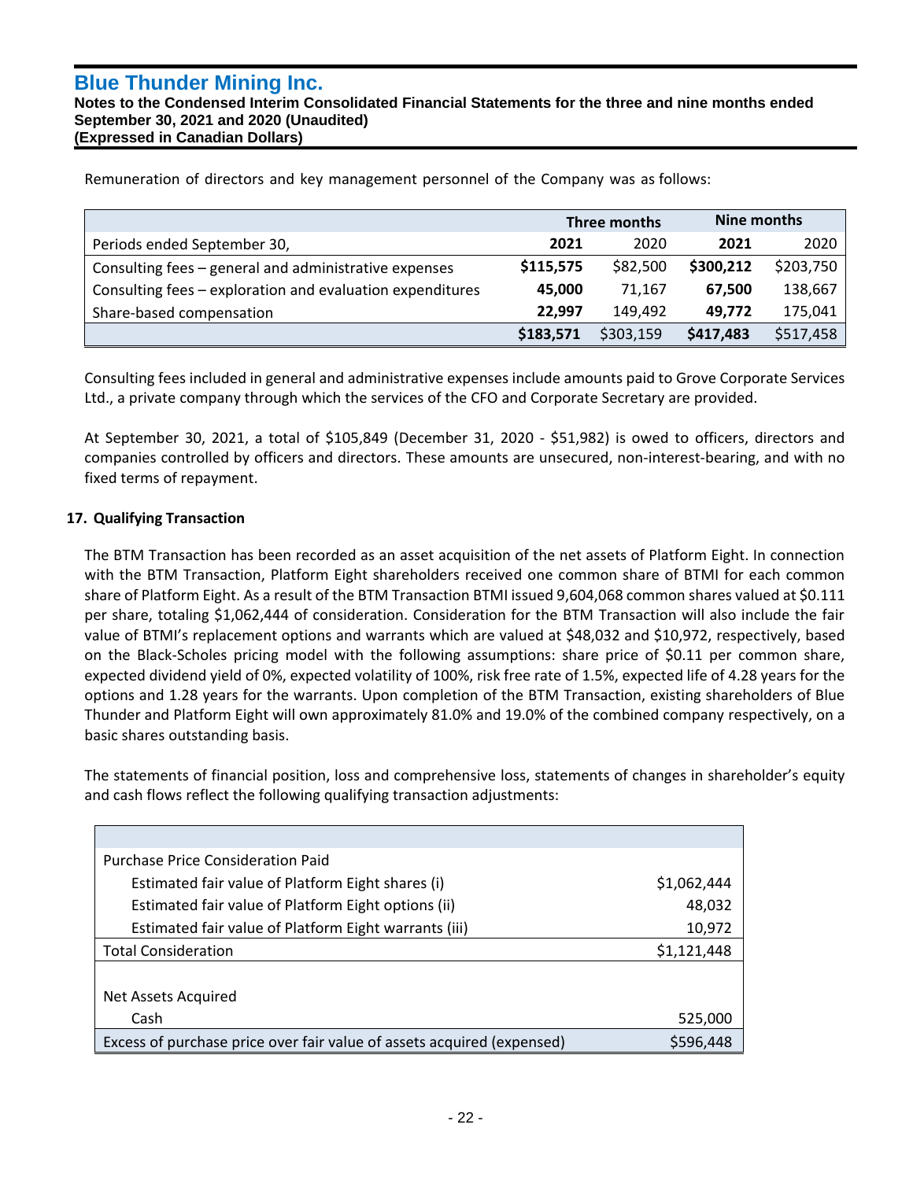Remuneration of directors and key management personnel of the Company was as follows:

| | Three months | | Nine months | |
|---|---|---|---|---|
| Periods ended September 30, | **2021** | 2020 | **2021** | 2020 |
| Consulting fees – general and administrative expenses | **$115,575** | $82,500 | **$300,212** | $203,750 |
| Consulting fees – exploration and evaluation expenditures | **45,000** | 71,167 | **67,500** | 138,667 |
| Share-based compensation | **22,997** | 149,492 | **49,772** | 175,041 |
| | **$183,571** | $303,159 | **$417,483** | $517,458 |

Consulting fees included in general and administrative expenses include amounts paid to Grove Corporate Services Ltd., a private company through which the services of the CFO and Corporate Secretary are provided.

At September 30, 2021, a total of $105,849 (December 31, 2020 - $51,982) is owed to officers, directors and companies controlled by officers and directors. These amounts are unsecured, non-interest-bearing, and with no fixed terms of repayment.

## 17. Qualifying Transaction

The BTM Transaction has been recorded as an asset acquisition of the net assets of Platform Eight. In connection with the BTM Transaction, Platform Eight shareholders received one common share of BTMI for each common share of Platform Eight. As a result of the BTM Transaction BTMI issued 9,604,068 common shares valued at $0.111 per share, totaling $1,062,444 of consideration. Consideration for the BTM Transaction will also include the fair value of BTMI's replacement options and warrants which are valued at $48,032 and $10,972, respectively, based on the Black-Scholes pricing model with the following assumptions: share price of $0.11 per common share, expected dividend yield of 0%, expected volatility of 100%, risk free rate of 1.5%, expected life of 4.28 years for the options and 1.28 years for the warrants. Upon completion of the BTM Transaction, existing shareholders of Blue Thunder and Platform Eight will own approximately 81.0% and 19.0% of the combined company respectively, on a basic shares outstanding basis.

The statements of financial position, loss and comprehensive loss, statements of changes in shareholder's equity and cash flows reflect the following qualifying transaction adjustments:

| | |
|---|---|
| Purchase Price Consideration Paid | |
| Estimated fair value of Platform Eight shares (i) | $1,062,444 |
| Estimated fair value of Platform Eight options (ii) | 48,032 |
| Estimated fair value of Platform Eight warrants (iii) | 10,972 |
| Total Consideration | $1,121,448 |
| | |
| Net Assets Acquired | |
| Cash | 525,000 |
| Excess of purchase price over fair value of assets acquired (expensed) | $596,448 |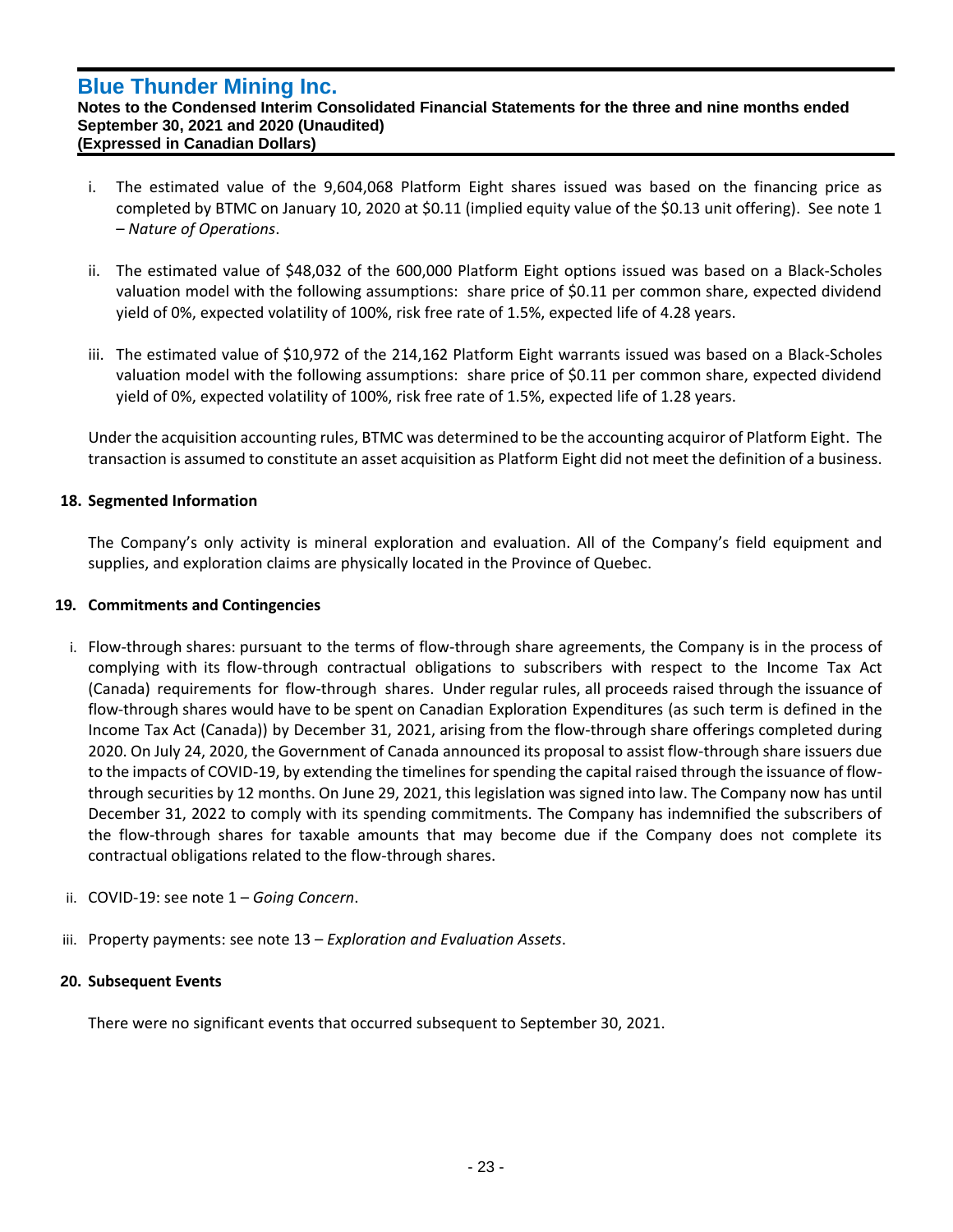i. The estimated value of the 9,604,068 Platform Eight shares issued was based on the financing price as completed by BTMC on January 10, 2020 at $0.11 (implied equity value of the $0.13 unit offering). See note 1 – *Nature of Operations*.

ii. The estimated value of $48,032 of the 600,000 Platform Eight options issued was based on a Black-Scholes valuation model with the following assumptions: share price of $0.11 per common share, expected dividend yield of 0%, expected volatility of 100%, risk free rate of 1.5%, expected life of 4.28 years.

iii. The estimated value of $10,972 of the 214,162 Platform Eight warrants issued was based on a Black-Scholes valuation model with the following assumptions: share price of $0.11 per common share, expected dividend yield of 0%, expected volatility of 100%, risk free rate of 1.5%, expected life of 1.28 years.

Under the acquisition accounting rules, BTMC was determined to be the accounting acquiror of Platform Eight. The transaction is assumed to constitute an asset acquisition as Platform Eight did not meet the definition of a business.

## 18. Segmented Information

The Company's only activity is mineral exploration and evaluation. All of the Company's field equipment and supplies, and exploration claims are physically located in the Province of Quebec.

## 19. Commitments and Contingencies

i. Flow-through shares: pursuant to the terms of flow-through share agreements, the Company is in the process of complying with its flow-through contractual obligations to subscribers with respect to the Income Tax Act (Canada) requirements for flow-through shares. Under regular rules, all proceeds raised through the issuance of flow-through shares would have to be spent on Canadian Exploration Expenditures (as such term is defined in the Income Tax Act (Canada)) by December 31, 2021, arising from the flow-through share offerings completed during 2020. On July 24, 2020, the Government of Canada announced its proposal to assist flow-through share issuers due to the impacts of COVID-19, by extending the timelines for spending the capital raised through the issuance of flow-through securities by 12 months. On June 29, 2021, this legislation was signed into law. The Company now has until December 31, 2022 to comply with its spending commitments. The Company has indemnified the subscribers of the flow-through shares for taxable amounts that may become due if the Company does not complete its contractual obligations related to the flow-through shares.

ii. COVID-19: see note 1 – *Going Concern*.

iii. Property payments: see note 13 – *Exploration and Evaluation Assets*.

## 20. Subsequent Events

There were no significant events that occurred subsequent to September 30, 2021.